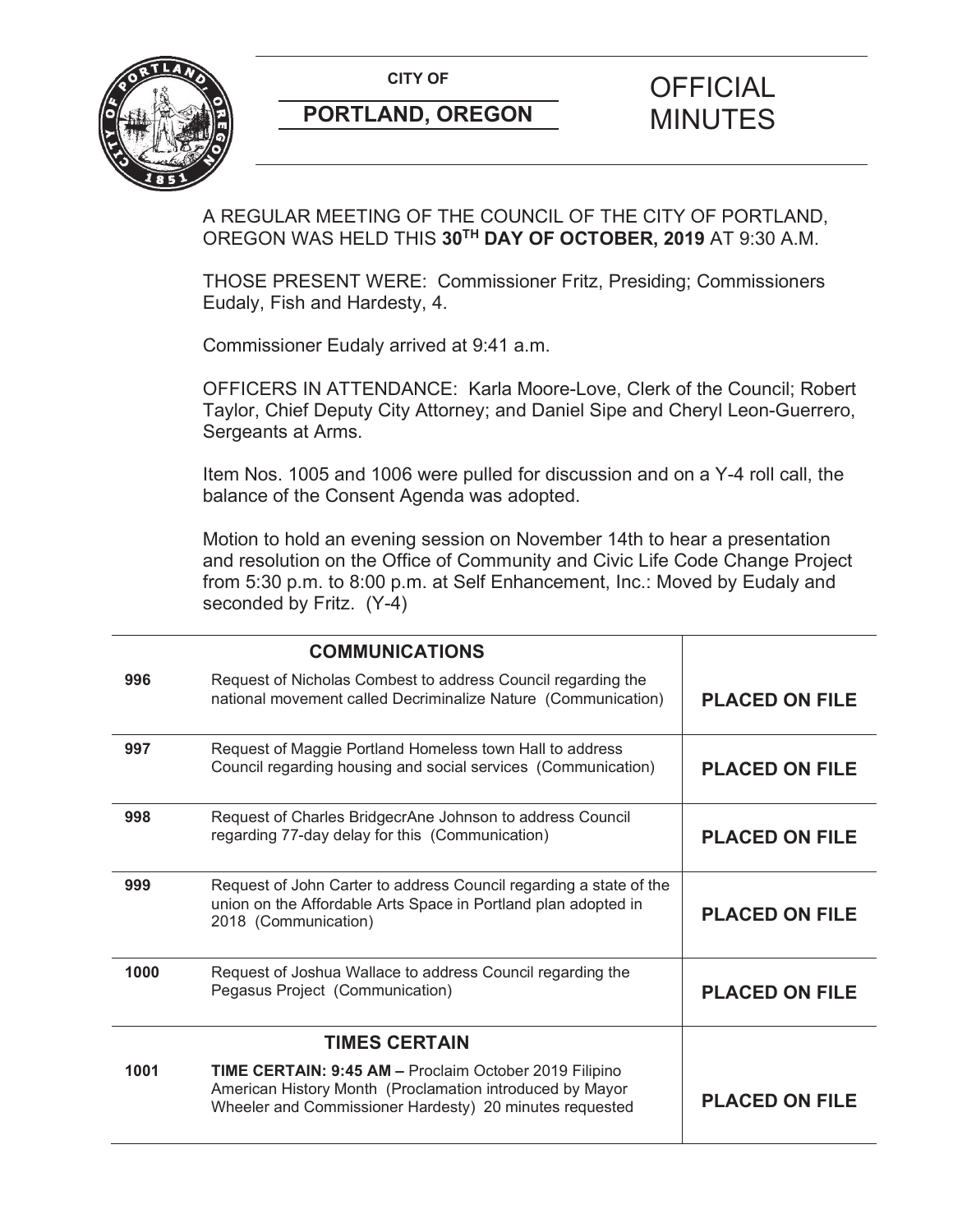**CITY OF**

**PORTLAND, OREGON**

# OFFICIAL MINUTES

A REGULAR MEETING OF THE COUNCIL OF THE CITY OF PORTLAND, OREGON WAS HELD THIS **30TH DAY OF OCTOBER, 2019** AT 9:30 A.M.

THOSE PRESENT WERE: Commissioner Fritz, Presiding; Commissioners Eudaly, Fish and Hardesty, 4.

Commissioner Eudaly arrived at 9:41 a.m.

OFFICERS IN ATTENDANCE: Karla Moore-Love, Clerk of the Council; Robert Taylor, Chief Deputy City Attorney; and Daniel Sipe and Cheryl Leon-Guerrero, Sergeants at Arms.

Item Nos. 1005 and 1006 were pulled for discussion and on a Y-4 roll call, the balance of the Consent Agenda was adopted.

Motion to hold an evening session on November 14th to hear a presentation and resolution on the Office of Community and Civic Life Code Change Project from 5:30 p.m. to 8:00 p.m. at Self Enhancement, Inc.: Moved by Eudaly and seconded by Fritz. (Y-4)

| | **COMMUNICATIONS** | |
|---|---|---|
| **996** | Request of Nicholas Combest to address Council regarding the national movement called Decriminalize Nature (Communication) | **PLACED ON FILE** |
| **997** | Request of Maggie Portland Homeless town Hall to address Council regarding housing and social services (Communication) | **PLACED ON FILE** |
| **998** | Request of Charles BridgecrAne Johnson to address Council regarding 77-day delay for this (Communication) | **PLACED ON FILE** |
| **999** | Request of John Carter to address Council regarding a state of the union on the Affordable Arts Space in Portland plan adopted in 2018 (Communication) | **PLACED ON FILE** |
| **1000** | Request of Joshua Wallace to address Council regarding the Pegasus Project (Communication) | **PLACED ON FILE** |
| | **TIMES CERTAIN** | |
| **1001** | **TIME CERTAIN: 9:45 AM –** Proclaim October 2019 Filipino American History Month (Proclamation introduced by Mayor Wheeler and Commissioner Hardesty) 20 minutes requested | **PLACED ON FILE** |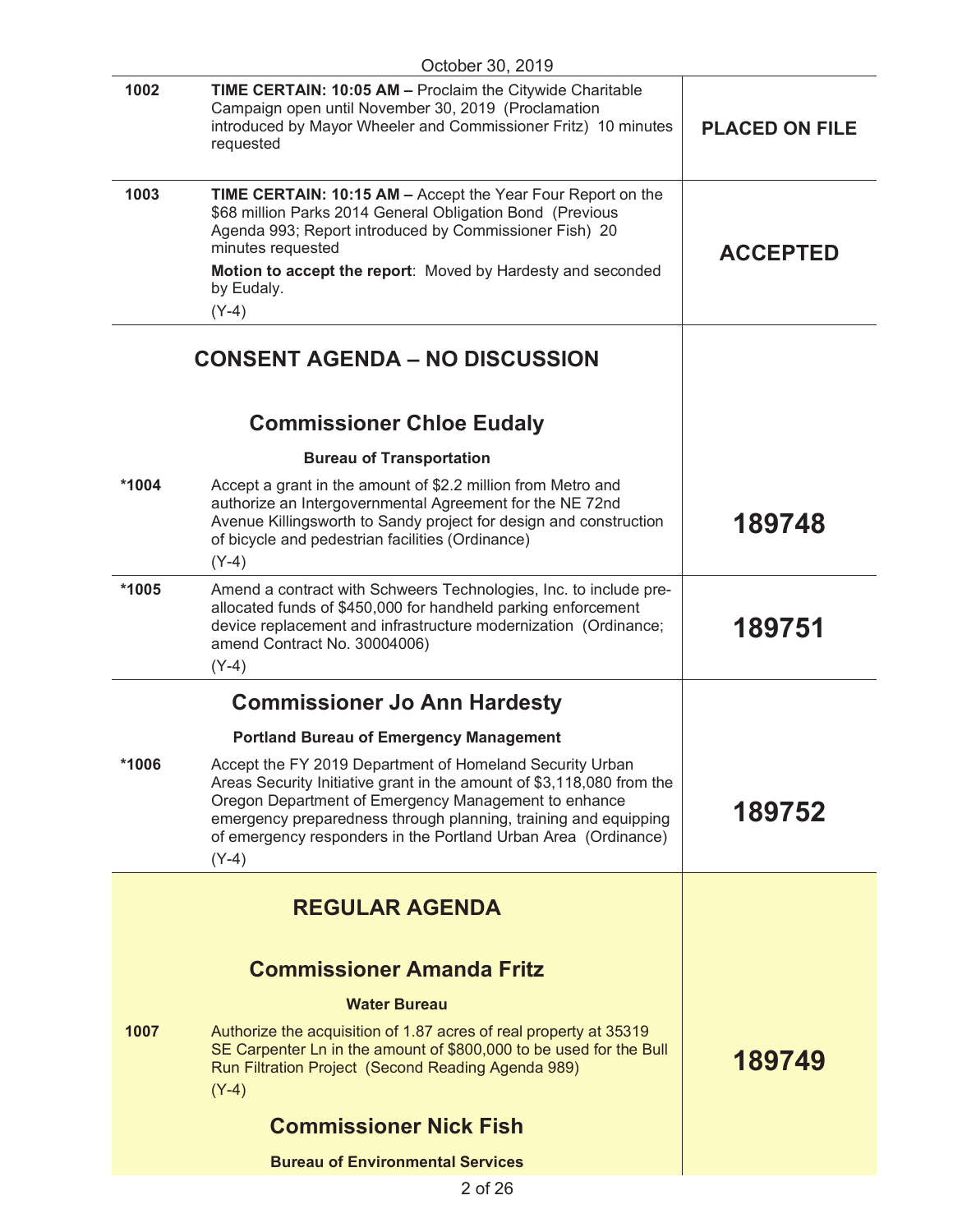October 30, 2019

| | | |
|---|---|---|
| 1002 | **TIME CERTAIN: 10:05 AM –** Proclaim the Citywide Charitable Campaign open until November 30, 2019 (Proclamation introduced by Mayor Wheeler and Commissioner Fritz) 10 minutes requested | **PLACED ON FILE** |
| 1003 | **TIME CERTAIN: 10:15 AM –** Accept the Year Four Report on the $68 million Parks 2014 General Obligation Bond (Previous Agenda 993; Report introduced by Commissioner Fish) 20 minutes requested<br>**Motion to accept the report**: Moved by Hardesty and seconded by Eudaly.<br>(Y-4) | **ACCEPTED** |

## CONSENT AGENDA – NO DISCUSSION

### Commissioner Chloe Eudaly

**Bureau of Transportation**

| | | |
|---|---|---|
| *1004 | Accept a grant in the amount of $2.2 million from Metro and authorize an Intergovernmental Agreement for the NE 72nd Avenue Killingsworth to Sandy project for design and construction of bicycle and pedestrian facilities (Ordinance)<br>(Y-4) | **189748** |
| *1005 | Amend a contract with Schweers Technologies, Inc. to include pre-allocated funds of $450,000 for handheld parking enforcement device replacement and infrastructure modernization (Ordinance; amend Contract No. 30004006)<br>(Y-4) | **189751** |

### Commissioner Jo Ann Hardesty

**Portland Bureau of Emergency Management**

| | | |
|---|---|---|
| *1006 | Accept the FY 2019 Department of Homeland Security Urban Areas Security Initiative grant in the amount of $3,118,080 from the Oregon Department of Emergency Management to enhance emergency preparedness through planning, training and equipping of emergency responders in the Portland Urban Area (Ordinance)<br>(Y-4) | **189752** |

## REGULAR AGENDA

### Commissioner Amanda Fritz

**Water Bureau**

| | | |
|---|---|---|
| 1007 | Authorize the acquisition of 1.87 acres of real property at 35319 SE Carpenter Ln in the amount of $800,000 to be used for the Bull Run Filtration Project (Second Reading Agenda 989)<br>(Y-4) | **189749** |

### Commissioner Nick Fish

**Bureau of Environmental Services**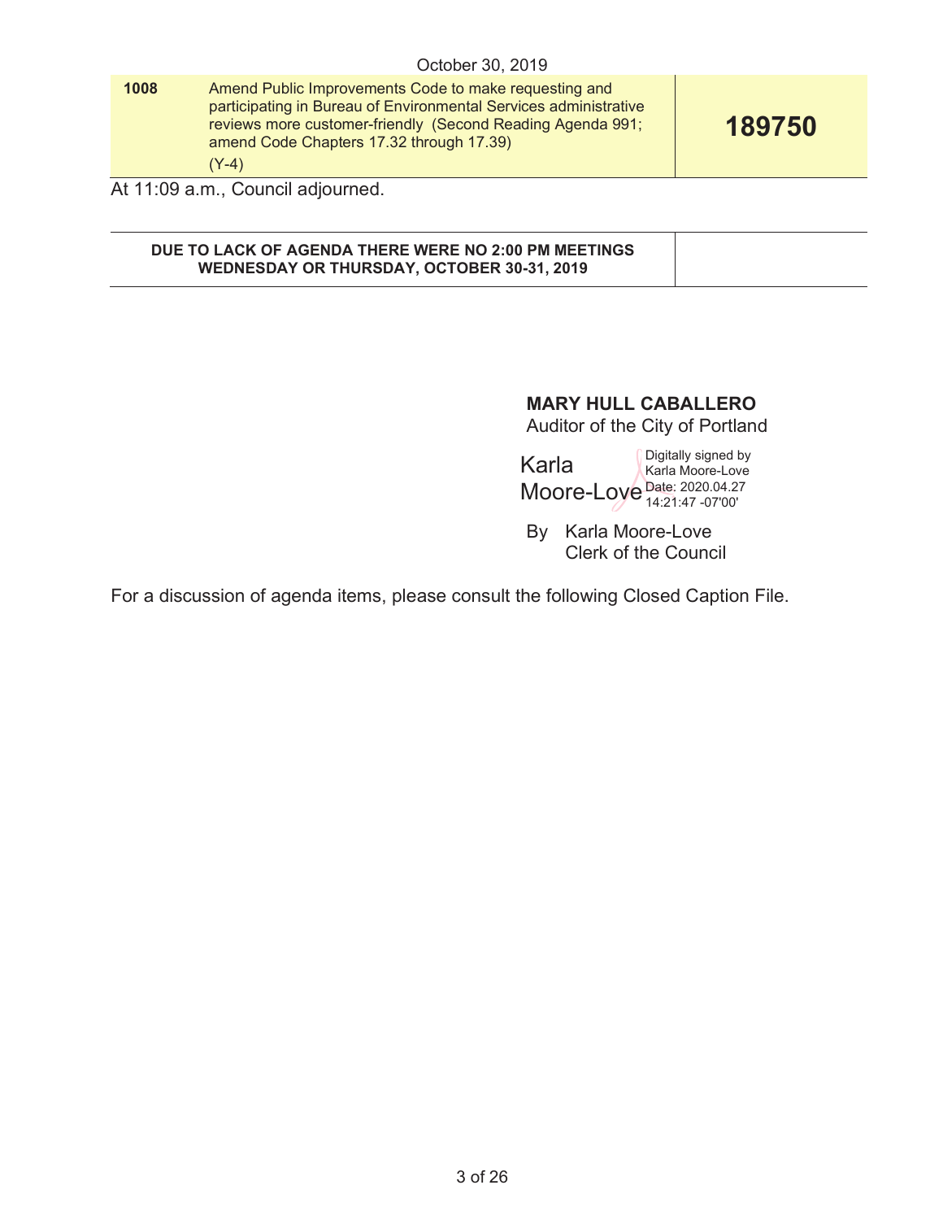October 30, 2019

| | | |
|---|---|---|
| **1008** | Amend Public Improvements Code to make requesting and participating in Bureau of Environmental Services administrative reviews more customer-friendly (Second Reading Agenda 991; amend Code Chapters 17.32 through 17.39)<br>(Y-4) | **189750** |

At 11:09 a.m., Council adjourned.

| | |
|---|---|
| **DUE TO LACK OF AGENDA THERE WERE NO 2:00 PM MEETINGS WEDNESDAY OR THURSDAY, OCTOBER 30-31, 2019** | |

**MARY HULL CABALLERO**
Auditor of the City of Portland

Karla Moore-Love
Digitally signed by Karla Moore-Love
Date: 2020.04.27 14:21:47 -07'00'

By Karla Moore-Love
Clerk of the Council

For a discussion of agenda items, please consult the following Closed Caption File.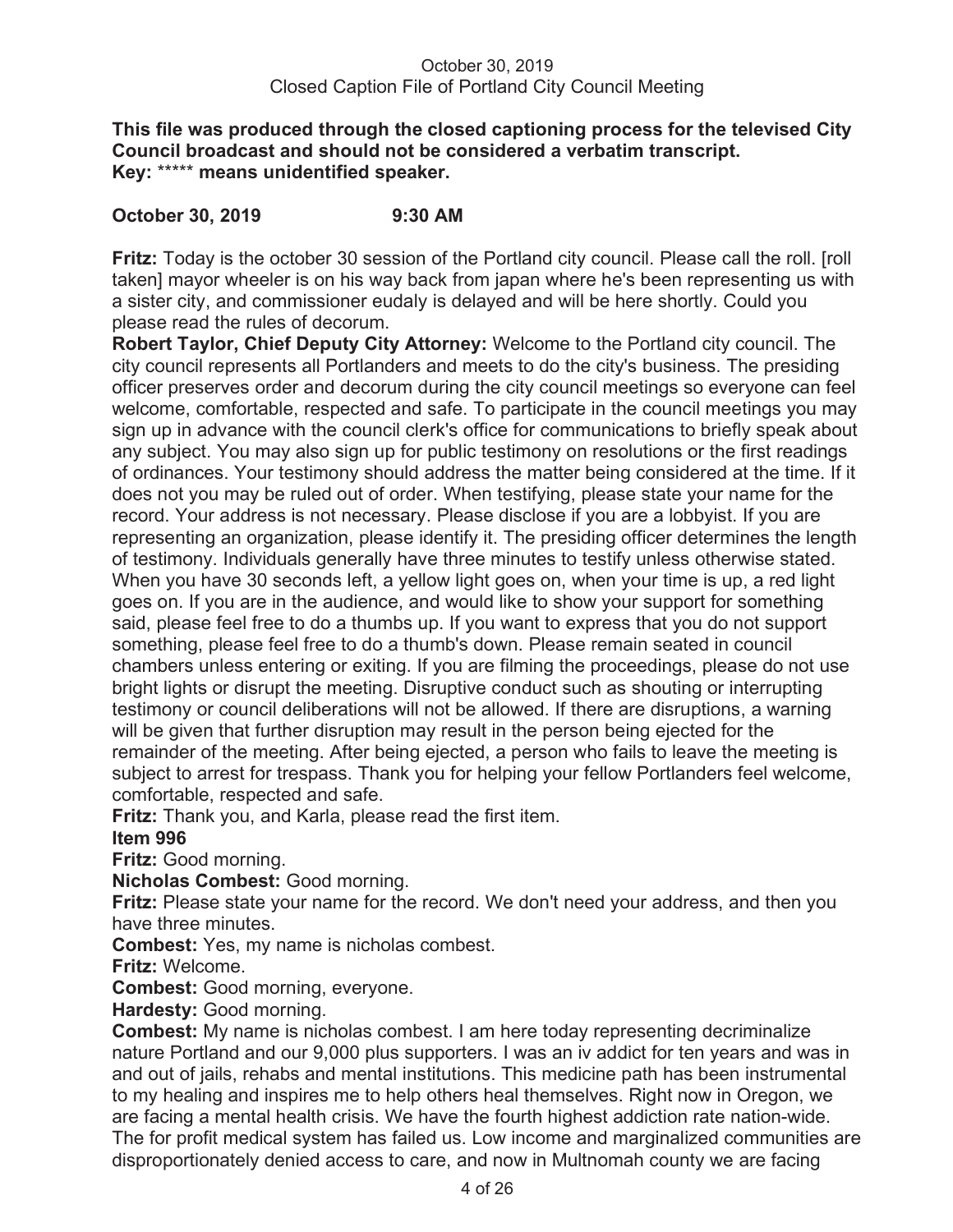October 30, 2019
Closed Caption File of Portland City Council Meeting

**This file was produced through the closed captioning process for the televised City Council broadcast and should not be considered a verbatim transcript.**
**Key: ***** means unidentified speaker.**

**October 30, 2019 9:30 AM**

**Fritz:** Today is the october 30 session of the Portland city council. Please call the roll. [roll taken] mayor wheeler is on his way back from japan where he's been representing us with a sister city, and commissioner eudaly is delayed and will be here shortly. Could you please read the rules of decorum.

**Robert Taylor, Chief Deputy City Attorney:** Welcome to the Portland city council. The city council represents all Portlanders and meets to do the city's business. The presiding officer preserves order and decorum during the city council meetings so everyone can feel welcome, comfortable, respected and safe. To participate in the council meetings you may sign up in advance with the council clerk's office for communications to briefly speak about any subject. You may also sign up for public testimony on resolutions or the first readings of ordinances. Your testimony should address the matter being considered at the time. If it does not you may be ruled out of order. When testifying, please state your name for the record. Your address is not necessary. Please disclose if you are a lobbyist. If you are representing an organization, please identify it. The presiding officer determines the length of testimony. Individuals generally have three minutes to testify unless otherwise stated. When you have 30 seconds left, a yellow light goes on, when your time is up, a red light goes on. If you are in the audience, and would like to show your support for something said, please feel free to do a thumbs up. If you want to express that you do not support something, please feel free to do a thumb's down. Please remain seated in council chambers unless entering or exiting. If you are filming the proceedings, please do not use bright lights or disrupt the meeting. Disruptive conduct such as shouting or interrupting testimony or council deliberations will not be allowed. If there are disruptions, a warning will be given that further disruption may result in the person being ejected for the remainder of the meeting. After being ejected, a person who fails to leave the meeting is subject to arrest for trespass. Thank you for helping your fellow Portlanders feel welcome, comfortable, respected and safe.

**Fritz:** Thank you, and Karla, please read the first item.

**Item 996**

**Fritz:** Good morning.

**Nicholas Combest:** Good morning.

**Fritz:** Please state your name for the record. We don't need your address, and then you have three minutes.

**Combest:** Yes, my name is nicholas combest.

**Fritz:** Welcome.

**Combest:** Good morning, everyone.

**Hardesty:** Good morning.

**Combest:** My name is nicholas combest. I am here today representing decriminalize nature Portland and our 9,000 plus supporters. I was an iv addict for ten years and was in and out of jails, rehabs and mental institutions. This medicine path has been instrumental to my healing and inspires me to help others heal themselves. Right now in Oregon, we are facing a mental health crisis. We have the fourth highest addiction rate nation-wide. The for profit medical system has failed us. Low income and marginalized communities are disproportionately denied access to care, and now in Multnomah county we are facing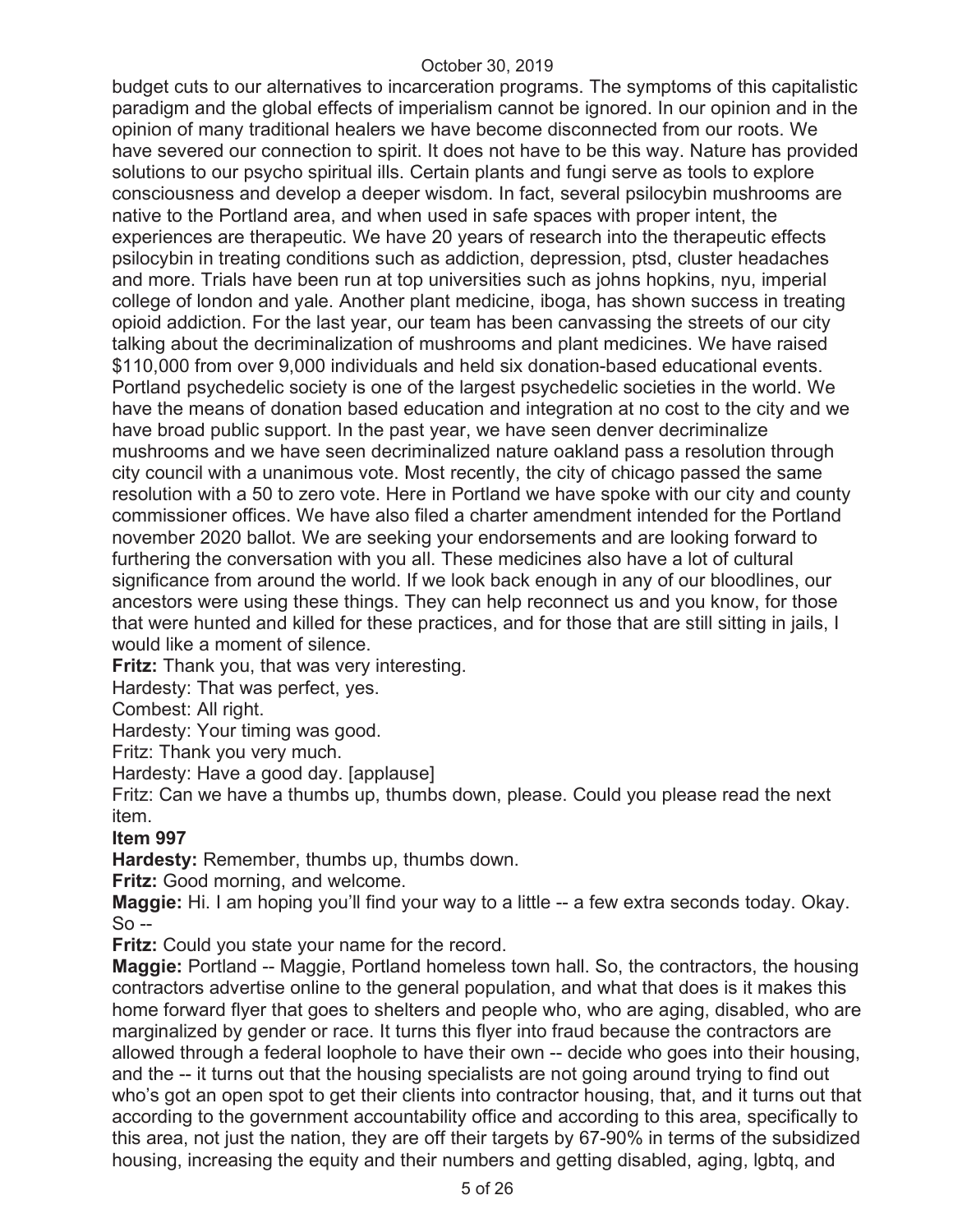budget cuts to our alternatives to incarceration programs. The symptoms of this capitalistic paradigm and the global effects of imperialism cannot be ignored. In our opinion and in the opinion of many traditional healers we have become disconnected from our roots. We have severed our connection to spirit. It does not have to be this way. Nature has provided solutions to our psycho spiritual ills. Certain plants and fungi serve as tools to explore consciousness and develop a deeper wisdom. In fact, several psilocybin mushrooms are native to the Portland area, and when used in safe spaces with proper intent, the experiences are therapeutic. We have 20 years of research into the therapeutic effects psilocybin in treating conditions such as addiction, depression, ptsd, cluster headaches and more. Trials have been run at top universities such as johns hopkins, nyu, imperial college of london and yale. Another plant medicine, iboga, has shown success in treating opioid addiction. For the last year, our team has been canvassing the streets of our city talking about the decriminalization of mushrooms and plant medicines. We have raised $110,000 from over 9,000 individuals and held six donation-based educational events. Portland psychedelic society is one of the largest psychedelic societies in the world. We have the means of donation based education and integration at no cost to the city and we have broad public support. In the past year, we have seen denver decriminalize mushrooms and we have seen decriminalized nature oakland pass a resolution through city council with a unanimous vote. Most recently, the city of chicago passed the same resolution with a 50 to zero vote. Here in Portland we have spoke with our city and county commissioner offices. We have also filed a charter amendment intended for the Portland november 2020 ballot. We are seeking your endorsements and are looking forward to furthering the conversation with you all. These medicines also have a lot of cultural significance from around the world. If we look back enough in any of our bloodlines, our ancestors were using these things. They can help reconnect us and you know, for those that were hunted and killed for these practices, and for those that are still sitting in jails, I would like a moment of silence.

**Fritz:** Thank you, that was very interesting.

Hardesty: That was perfect, yes.

Combest: All right.

Hardesty: Your timing was good.

Fritz: Thank you very much.

Hardesty: Have a good day. [applause]

Fritz: Can we have a thumbs up, thumbs down, please. Could you please read the next item.

**Item 997**

**Hardesty:** Remember, thumbs up, thumbs down.

**Fritz:** Good morning, and welcome.

**Maggie:** Hi. I am hoping you'll find your way to a little -- a few extra seconds today. Okay. So --

**Fritz:** Could you state your name for the record.

**Maggie:** Portland -- Maggie, Portland homeless town hall. So, the contractors, the housing contractors advertise online to the general population, and what that does is it makes this home forward flyer that goes to shelters and people who, who are aging, disabled, who are marginalized by gender or race. It turns this flyer into fraud because the contractors are allowed through a federal loophole to have their own -- decide who goes into their housing, and the -- it turns out that the housing specialists are not going around trying to find out who's got an open spot to get their clients into contractor housing, that, and it turns out that according to the government accountability office and according to this area, specifically to this area, not just the nation, they are off their targets by 67-90% in terms of the subsidized housing, increasing the equity and their numbers and getting disabled, aging, lgbtq, and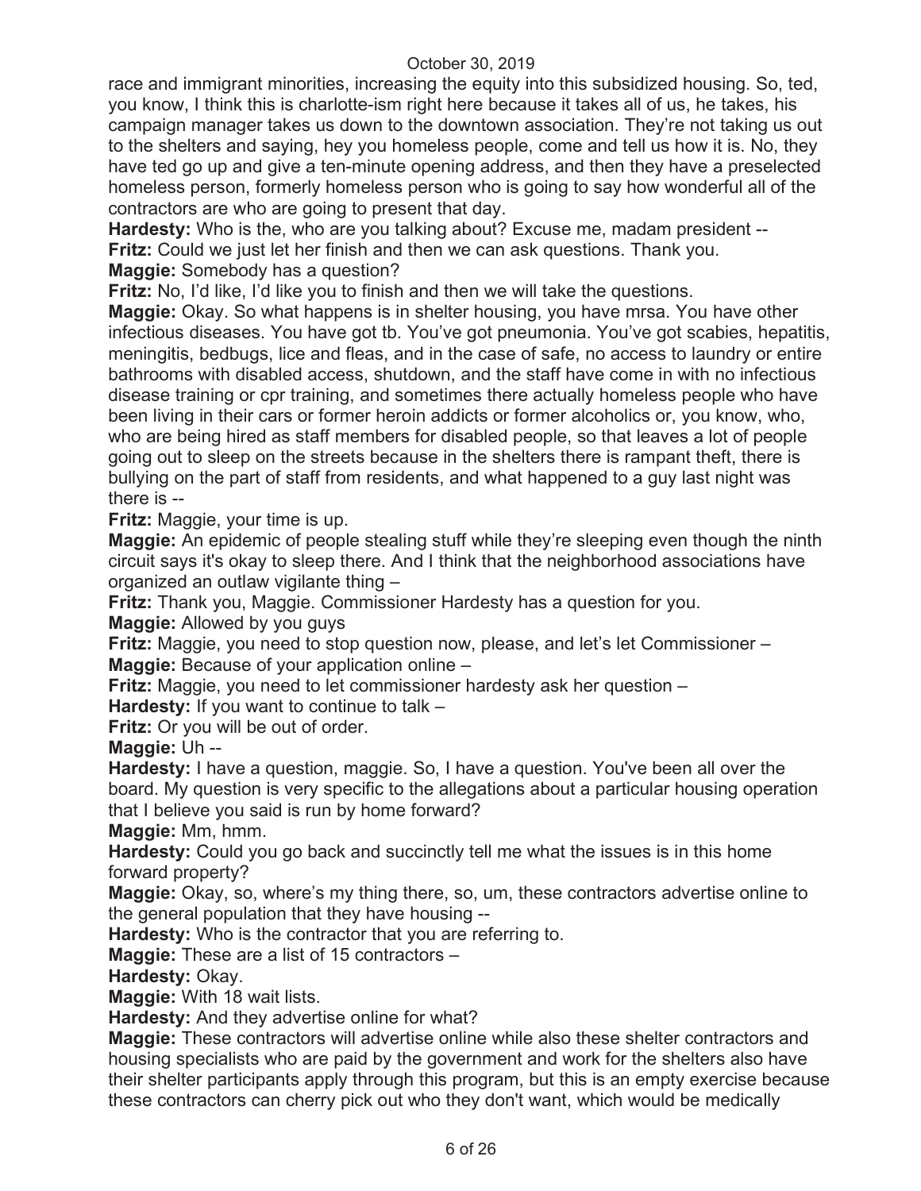race and immigrant minorities, increasing the equity into this subsidized housing. So, ted, you know, I think this is charlotte-ism right here because it takes all of us, he takes, his campaign manager takes us down to the downtown association. They're not taking us out to the shelters and saying, hey you homeless people, come and tell us how it is. No, they have ted go up and give a ten-minute opening address, and then they have a preselected homeless person, formerly homeless person who is going to say how wonderful all of the contractors are who are going to present that day.

**Hardesty:** Who is the, who are you talking about? Excuse me, madam president --

**Fritz:** Could we just let her finish and then we can ask questions. Thank you.

**Maggie:** Somebody has a question?

**Fritz:** No, I'd like, I'd like you to finish and then we will take the questions.

**Maggie:** Okay. So what happens is in shelter housing, you have mrsa. You have other infectious diseases. You have got tb. You've got pneumonia. You've got scabies, hepatitis, meningitis, bedbugs, lice and fleas, and in the case of safe, no access to laundry or entire bathrooms with disabled access, shutdown, and the staff have come in with no infectious disease training or cpr training, and sometimes there actually homeless people who have been living in their cars or former heroin addicts or former alcoholics or, you know, who, who are being hired as staff members for disabled people, so that leaves a lot of people going out to sleep on the streets because in the shelters there is rampant theft, there is bullying on the part of staff from residents, and what happened to a guy last night was there is --

**Fritz:** Maggie, your time is up.

**Maggie:** An epidemic of people stealing stuff while they're sleeping even though the ninth circuit says it's okay to sleep there. And I think that the neighborhood associations have organized an outlaw vigilante thing –

**Fritz:** Thank you, Maggie. Commissioner Hardesty has a question for you.

**Maggie:** Allowed by you guys

**Fritz:** Maggie, you need to stop question now, please, and let's let Commissioner –

**Maggie:** Because of your application online –

**Fritz:** Maggie, you need to let commissioner hardesty ask her question –

**Hardesty:** If you want to continue to talk –

**Fritz:** Or you will be out of order.

**Maggie:** Uh --

**Hardesty:** I have a question, maggie. So, I have a question. You've been all over the board. My question is very specific to the allegations about a particular housing operation that I believe you said is run by home forward?

**Maggie:** Mm, hmm.

**Hardesty:** Could you go back and succinctly tell me what the issues is in this home forward property?

**Maggie:** Okay, so, where's my thing there, so, um, these contractors advertise online to the general population that they have housing --

**Hardesty:** Who is the contractor that you are referring to.

**Maggie:** These are a list of 15 contractors –

**Hardesty:** Okay.

**Maggie:** With 18 wait lists.

**Hardesty:** And they advertise online for what?

**Maggie:** These contractors will advertise online while also these shelter contractors and housing specialists who are paid by the government and work for the shelters also have their shelter participants apply through this program, but this is an empty exercise because these contractors can cherry pick out who they don't want, which would be medically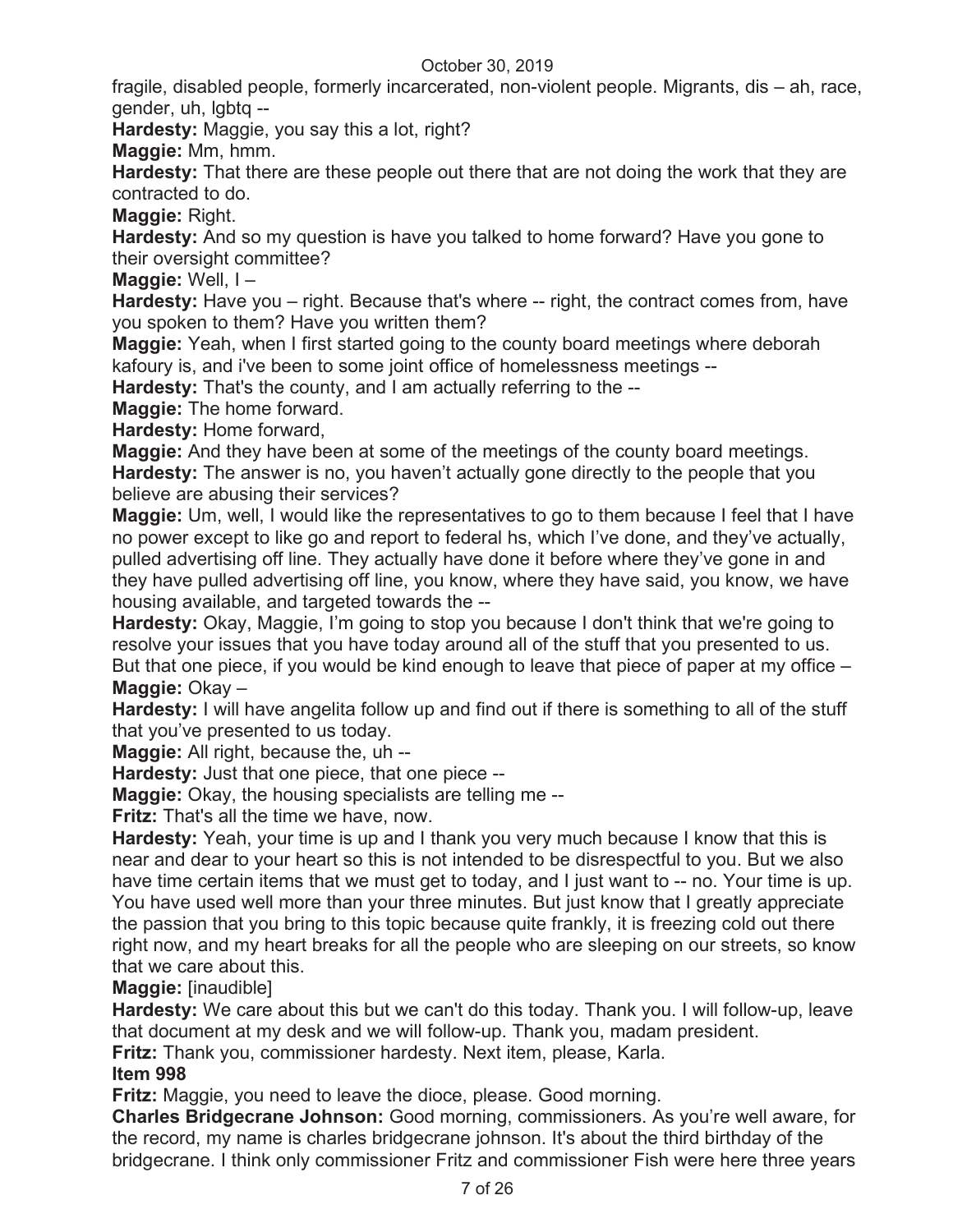fragile, disabled people, formerly incarcerated, non-violent people. Migrants, dis – ah, race, gender, uh, lgbtq --

**Hardesty:** Maggie, you say this a lot, right?

**Maggie:** Mm, hmm.

**Hardesty:** That there are these people out there that are not doing the work that they are contracted to do.

**Maggie:** Right.

**Hardesty:** And so my question is have you talked to home forward? Have you gone to their oversight committee?

**Maggie:** Well, I –

**Hardesty:** Have you – right. Because that's where -- right, the contract comes from, have you spoken to them? Have you written them?

**Maggie:** Yeah, when I first started going to the county board meetings where deborah kafoury is, and i've been to some joint office of homelessness meetings --

**Hardesty:** That's the county, and I am actually referring to the --

**Maggie:** The home forward.

**Hardesty:** Home forward,

**Maggie:** And they have been at some of the meetings of the county board meetings.

**Hardesty:** The answer is no, you haven't actually gone directly to the people that you believe are abusing their services?

**Maggie:** Um, well, I would like the representatives to go to them because I feel that I have no power except to like go and report to federal hs, which I've done, and they've actually, pulled advertising off line. They actually have done it before where they've gone in and they have pulled advertising off line, you know, where they have said, you know, we have housing available, and targeted towards the --

**Hardesty:** Okay, Maggie, I'm going to stop you because I don't think that we're going to resolve your issues that you have today around all of the stuff that you presented to us. But that one piece, if you would be kind enough to leave that piece of paper at my office –

**Maggie:** Okay –

**Hardesty:** I will have angelita follow up and find out if there is something to all of the stuff that you've presented to us today.

**Maggie:** All right, because the, uh --

**Hardesty:** Just that one piece, that one piece --

**Maggie:** Okay, the housing specialists are telling me --

**Fritz:** That's all the time we have, now.

**Hardesty:** Yeah, your time is up and I thank you very much because I know that this is near and dear to your heart so this is not intended to be disrespectful to you. But we also have time certain items that we must get to today, and I just want to -- no. Your time is up. You have used well more than your three minutes. But just know that I greatly appreciate the passion that you bring to this topic because quite frankly, it is freezing cold out there right now, and my heart breaks for all the people who are sleeping on our streets, so know that we care about this.

**Maggie:** [inaudible]

**Hardesty:** We care about this but we can't do this today. Thank you. I will follow-up, leave that document at my desk and we will follow-up. Thank you, madam president.

**Fritz:** Thank you, commissioner hardesty. Next item, please, Karla.

**Item 998**

**Fritz:** Maggie, you need to leave the dioce, please. Good morning.

**Charles Bridgecrane Johnson:** Good morning, commissioners. As you're well aware, for the record, my name is charles bridgecrane johnson. It's about the third birthday of the bridgecrane. I think only commissioner Fritz and commissioner Fish were here three years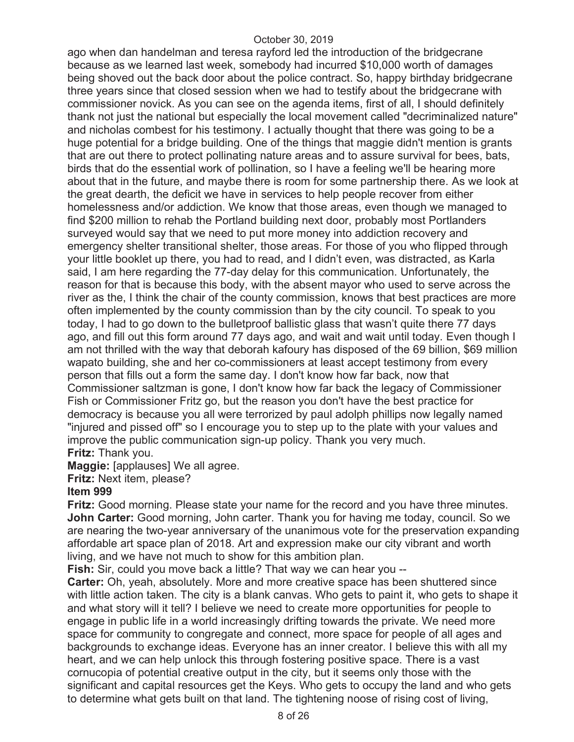ago when dan handelman and teresa rayford led the introduction of the bridgecrane because as we learned last week, somebody had incurred $10,000 worth of damages being shoved out the back door about the police contract. So, happy birthday bridgecrane three years since that closed session when we had to testify about the bridgecrane with commissioner novick. As you can see on the agenda items, first of all, I should definitely thank not just the national but especially the local movement called "decriminalized nature" and nicholas combest for his testimony. I actually thought that there was going to be a huge potential for a bridge building. One of the things that maggie didn't mention is grants that are out there to protect pollinating nature areas and to assure survival for bees, bats, birds that do the essential work of pollination, so I have a feeling we'll be hearing more about that in the future, and maybe there is room for some partnership there. As we look at the great dearth, the deficit we have in services to help people recover from either homelessness and/or addiction. We know that those areas, even though we managed to find $200 million to rehab the Portland building next door, probably most Portlanders surveyed would say that we need to put more money into addiction recovery and emergency shelter transitional shelter, those areas. For those of you who flipped through your little booklet up there, you had to read, and I didn't even, was distracted, as Karla said, I am here regarding the 77-day delay for this communication. Unfortunately, the reason for that is because this body, with the absent mayor who used to serve across the river as the, I think the chair of the county commission, knows that best practices are more often implemented by the county commission than by the city council. To speak to you today, I had to go down to the bulletproof ballistic glass that wasn't quite there 77 days ago, and fill out this form around 77 days ago, and wait and wait until today. Even though I am not thrilled with the way that deborah kafoury has disposed of the 69 billion, $69 million wapato building, she and her co-commissioners at least accept testimony from every person that fills out a form the same day. I don't know how far back, now that Commissioner saltzman is gone, I don't know how far back the legacy of Commissioner Fish or Commissioner Fritz go, but the reason you don't have the best practice for democracy is because you all were terrorized by paul adolph phillips now legally named "injured and pissed off" so I encourage you to step up to the plate with your values and improve the public communication sign-up policy. Thank you very much.

**Fritz:** Thank you.

**Maggie:** [applauses] We all agree.

**Fritz:** Next item, please?

**Item 999**

**Fritz:** Good morning. Please state your name for the record and you have three minutes.

**John Carter:** Good morning, John carter. Thank you for having me today, council. So we are nearing the two-year anniversary of the unanimous vote for the preservation expanding affordable art space plan of 2018. Art and expression make our city vibrant and worth living, and we have not much to show for this ambition plan.

**Fish:** Sir, could you move back a little? That way we can hear you --

**Carter:** Oh, yeah, absolutely. More and more creative space has been shuttered since with little action taken. The city is a blank canvas. Who gets to paint it, who gets to shape it and what story will it tell? I believe we need to create more opportunities for people to engage in public life in a world increasingly drifting towards the private. We need more space for community to congregate and connect, more space for people of all ages and backgrounds to exchange ideas. Everyone has an inner creator. I believe this with all my heart, and we can help unlock this through fostering positive space. There is a vast cornucopia of potential creative output in the city, but it seems only those with the significant and capital resources get the Keys. Who gets to occupy the land and who gets to determine what gets built on that land. The tightening noose of rising cost of living,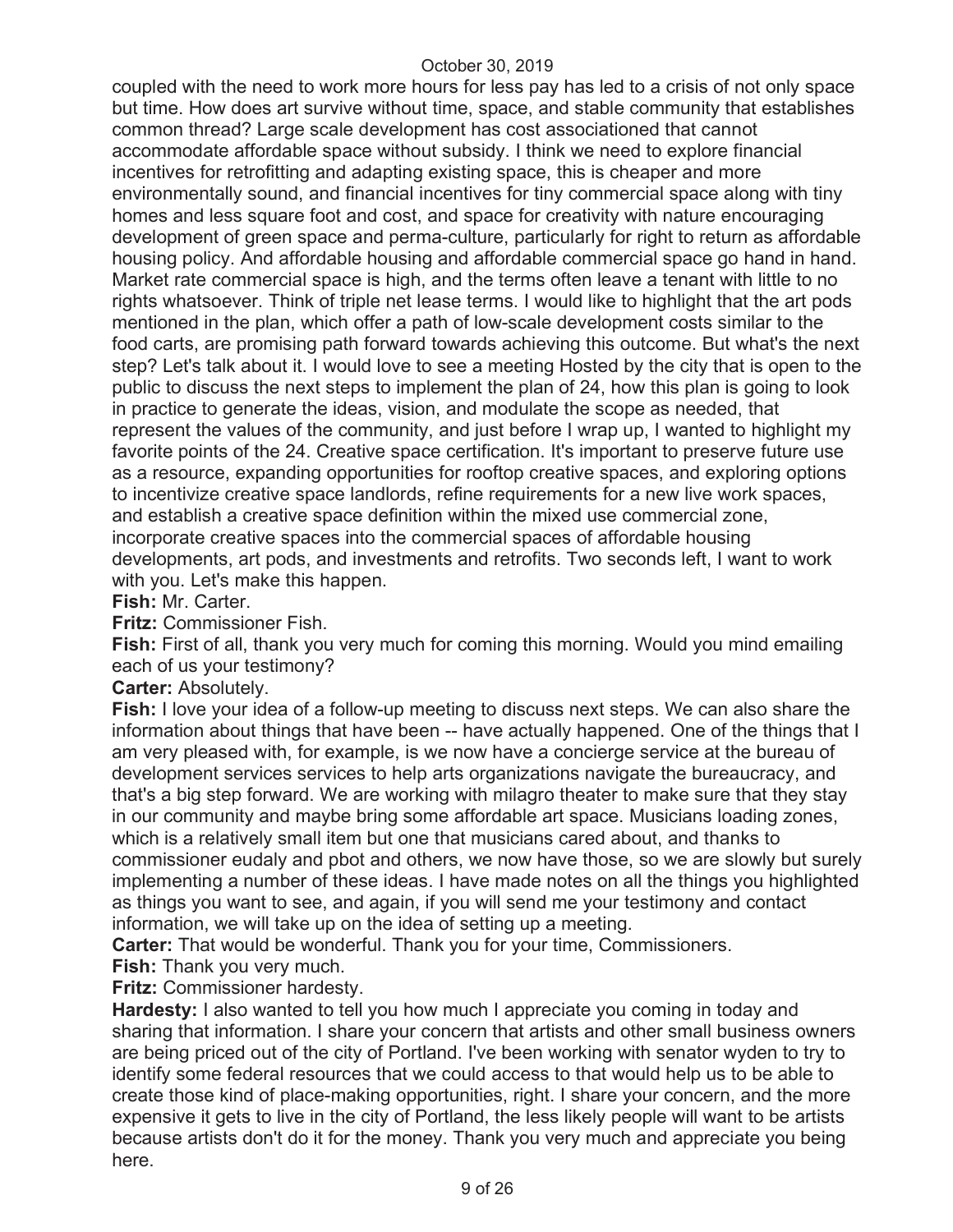coupled with the need to work more hours for less pay has led to a crisis of not only space but time. How does art survive without time, space, and stable community that establishes common thread? Large scale development has cost associationed that cannot accommodate affordable space without subsidy. I think we need to explore financial incentives for retrofitting and adapting existing space, this is cheaper and more environmentally sound, and financial incentives for tiny commercial space along with tiny homes and less square foot and cost, and space for creativity with nature encouraging development of green space and perma-culture, particularly for right to return as affordable housing policy. And affordable housing and affordable commercial space go hand in hand. Market rate commercial space is high, and the terms often leave a tenant with little to no rights whatsoever. Think of triple net lease terms. I would like to highlight that the art pods mentioned in the plan, which offer a path of low-scale development costs similar to the food carts, are promising path forward towards achieving this outcome. But what's the next step? Let's talk about it. I would love to see a meeting Hosted by the city that is open to the public to discuss the next steps to implement the plan of 24, how this plan is going to look in practice to generate the ideas, vision, and modulate the scope as needed, that represent the values of the community, and just before I wrap up, I wanted to highlight my favorite points of the 24. Creative space certification. It's important to preserve future use as a resource, expanding opportunities for rooftop creative spaces, and exploring options to incentivize creative space landlords, refine requirements for a new live work spaces, and establish a creative space definition within the mixed use commercial zone, incorporate creative spaces into the commercial spaces of affordable housing developments, art pods, and investments and retrofits. Two seconds left, I want to work with you. Let's make this happen.

**Fish:** Mr. Carter.

**Fritz:** Commissioner Fish.

**Fish:** First of all, thank you very much for coming this morning. Would you mind emailing each of us your testimony?

**Carter:** Absolutely.

**Fish:** I love your idea of a follow-up meeting to discuss next steps. We can also share the information about things that have been -- have actually happened. One of the things that I am very pleased with, for example, is we now have a concierge service at the bureau of development services services to help arts organizations navigate the bureaucracy, and that's a big step forward. We are working with milagro theater to make sure that they stay in our community and maybe bring some affordable art space. Musicians loading zones, which is a relatively small item but one that musicians cared about, and thanks to commissioner eudaly and pbot and others, we now have those, so we are slowly but surely implementing a number of these ideas. I have made notes on all the things you highlighted as things you want to see, and again, if you will send me your testimony and contact information, we will take up on the idea of setting up a meeting.

**Carter:** That would be wonderful. Thank you for your time, Commissioners.

**Fish:** Thank you very much.

**Fritz:** Commissioner hardesty.

**Hardesty:** I also wanted to tell you how much I appreciate you coming in today and sharing that information. I share your concern that artists and other small business owners are being priced out of the city of Portland. I've been working with senator wyden to try to identify some federal resources that we could access to that would help us to be able to create those kind of place-making opportunities, right. I share your concern, and the more expensive it gets to live in the city of Portland, the less likely people will want to be artists because artists don't do it for the money. Thank you very much and appreciate you being here.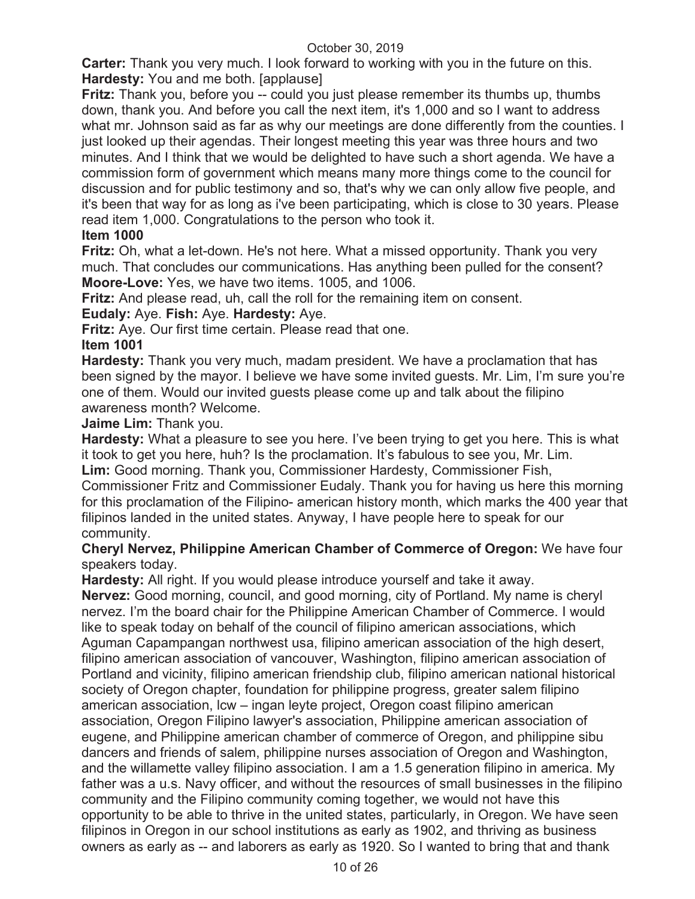**Carter:** Thank you very much. I look forward to working with you in the future on this.
**Hardesty:** You and me both. [applause]
**Fritz:** Thank you, before you -- could you just please remember its thumbs up, thumbs down, thank you. And before you call the next item, it's 1,000 and so I want to address what mr. Johnson said as far as why our meetings are done differently from the counties. I just looked up their agendas. Their longest meeting this year was three hours and two minutes. And I think that we would be delighted to have such a short agenda. We have a commission form of government which means many more things come to the council for discussion and for public testimony and so, that's why we can only allow five people, and it's been that way for as long as i've been participating, which is close to 30 years. Please read item 1,000. Congratulations to the person who took it.

**Item 1000**

**Fritz:** Oh, what a let-down. He's not here. What a missed opportunity. Thank you very much. That concludes our communications. Has anything been pulled for the consent?
**Moore-Love:** Yes, we have two items. 1005, and 1006.
**Fritz:** And please read, uh, call the roll for the remaining item on consent.
**Eudaly:** Aye. **Fish:** Aye. **Hardesty:** Aye.
**Fritz:** Aye. Our first time certain. Please read that one.

**Item 1001**

**Hardesty:** Thank you very much, madam president. We have a proclamation that has been signed by the mayor. I believe we have some invited guests. Mr. Lim, I'm sure you're one of them. Would our invited guests please come up and talk about the filipino awareness month? Welcome.
**Jaime Lim:** Thank you.
**Hardesty:** What a pleasure to see you here. I've been trying to get you here. This is what it took to get you here, huh? Is the proclamation. It's fabulous to see you, Mr. Lim.
**Lim:** Good morning. Thank you, Commissioner Hardesty, Commissioner Fish, Commissioner Fritz and Commissioner Eudaly. Thank you for having us here this morning for this proclamation of the Filipino- american history month, which marks the 400 year that filipinos landed in the united states. Anyway, I have people here to speak for our community.
**Cheryl Nervez, Philippine American Chamber of Commerce of Oregon:** We have four speakers today.
**Hardesty:** All right. If you would please introduce yourself and take it away.
**Nervez:** Good morning, council, and good morning, city of Portland. My name is cheryl nervez. I'm the board chair for the Philippine American Chamber of Commerce. I would like to speak today on behalf of the council of filipino american associations, which Aguman Capampangan northwest usa, filipino american association of the high desert, filipino american association of vancouver, Washington, filipino american association of Portland and vicinity, filipino american friendship club, filipino american national historical society of Oregon chapter, foundation for philippine progress, greater salem filipino american association, lcw – ingan leyte project, Oregon coast filipino american association, Oregon Filipino lawyer's association, Philippine american association of eugene, and Philippine american chamber of commerce of Oregon, and philippine sibu dancers and friends of salem, philippine nurses association of Oregon and Washington, and the willamette valley filipino association. I am a 1.5 generation filipino in america. My father was a u.s. Navy officer, and without the resources of small businesses in the filipino community and the Filipino community coming together, we would not have this opportunity to be able to thrive in the united states, particularly, in Oregon. We have seen filipinos in Oregon in our school institutions as early as 1902, and thriving as business owners as early as -- and laborers as early as 1920. So I wanted to bring that and thank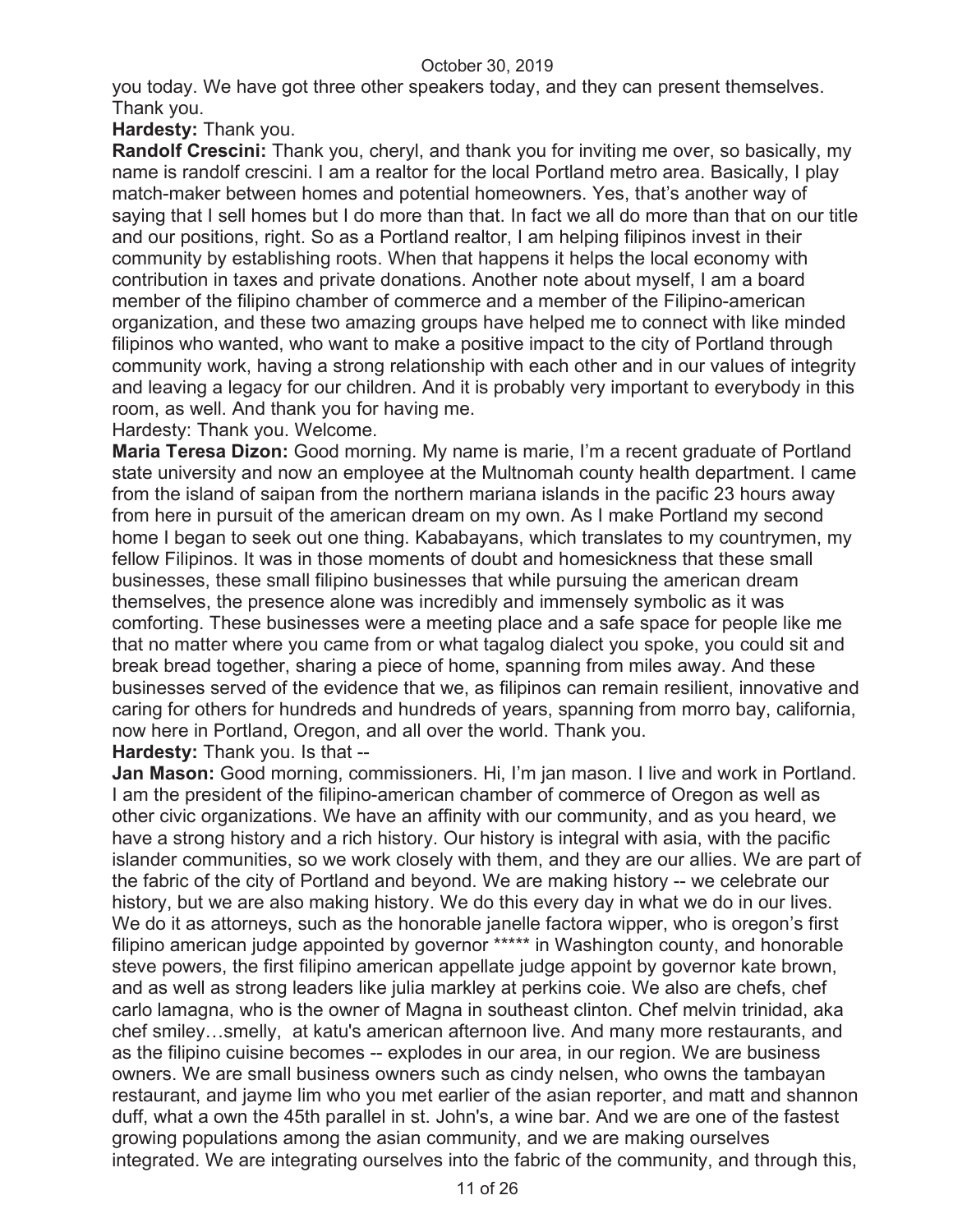you today. We have got three other speakers today, and they can present themselves. Thank you.

**Hardesty:** Thank you.

**Randolf Crescini:** Thank you, cheryl, and thank you for inviting me over, so basically, my name is randolf crescini. I am a realtor for the local Portland metro area. Basically, I play match-maker between homes and potential homeowners. Yes, that's another way of saying that I sell homes but I do more than that. In fact we all do more than that on our title and our positions, right. So as a Portland realtor, I am helping filipinos invest in their community by establishing roots. When that happens it helps the local economy with contribution in taxes and private donations. Another note about myself, I am a board member of the filipino chamber of commerce and a member of the Filipino-american organization, and these two amazing groups have helped me to connect with like minded filipinos who wanted, who want to make a positive impact to the city of Portland through community work, having a strong relationship with each other and in our values of integrity and leaving a legacy for our children. And it is probably very important to everybody in this room, as well. And thank you for having me.

Hardesty: Thank you. Welcome.

**Maria Teresa Dizon:** Good morning. My name is marie, I'm a recent graduate of Portland state university and now an employee at the Multnomah county health department. I came from the island of saipan from the northern mariana islands in the pacific 23 hours away from here in pursuit of the american dream on my own. As I make Portland my second home I began to seek out one thing. Kababayans, which translates to my countrymen, my fellow Filipinos. It was in those moments of doubt and homesickness that these small businesses, these small filipino businesses that while pursuing the american dream themselves, the presence alone was incredibly and immensely symbolic as it was comforting. These businesses were a meeting place and a safe space for people like me that no matter where you came from or what tagalog dialect you spoke, you could sit and break bread together, sharing a piece of home, spanning from miles away. And these businesses served of the evidence that we, as filipinos can remain resilient, innovative and caring for others for hundreds and hundreds of years, spanning from morro bay, california, now here in Portland, Oregon, and all over the world. Thank you.

**Hardesty:** Thank you. Is that --

**Jan Mason:** Good morning, commissioners. Hi, I'm jan mason. I live and work in Portland. I am the president of the filipino-american chamber of commerce of Oregon as well as other civic organizations. We have an affinity with our community, and as you heard, we have a strong history and a rich history. Our history is integral with asia, with the pacific islander communities, so we work closely with them, and they are our allies. We are part of the fabric of the city of Portland and beyond. We are making history -- we celebrate our history, but we are also making history. We do this every day in what we do in our lives. We do it as attorneys, such as the honorable janelle factora wipper, who is oregon's first filipino american judge appointed by governor ***** in Washington county, and honorable steve powers, the first filipino american appellate judge appoint by governor kate brown, and as well as strong leaders like julia markley at perkins coie. We also are chefs, chef carlo lamagna, who is the owner of Magna in southeast clinton. Chef melvin trinidad, aka chef smiley…smelly, at katu's american afternoon live. And many more restaurants, and as the filipino cuisine becomes -- explodes in our area, in our region. We are business owners. We are small business owners such as cindy nelsen, who owns the tambayan restaurant, and jayme lim who you met earlier of the asian reporter, and matt and shannon duff, what a own the 45th parallel in st. John's, a wine bar. And we are one of the fastest growing populations among the asian community, and we are making ourselves integrated. We are integrating ourselves into the fabric of the community, and through this,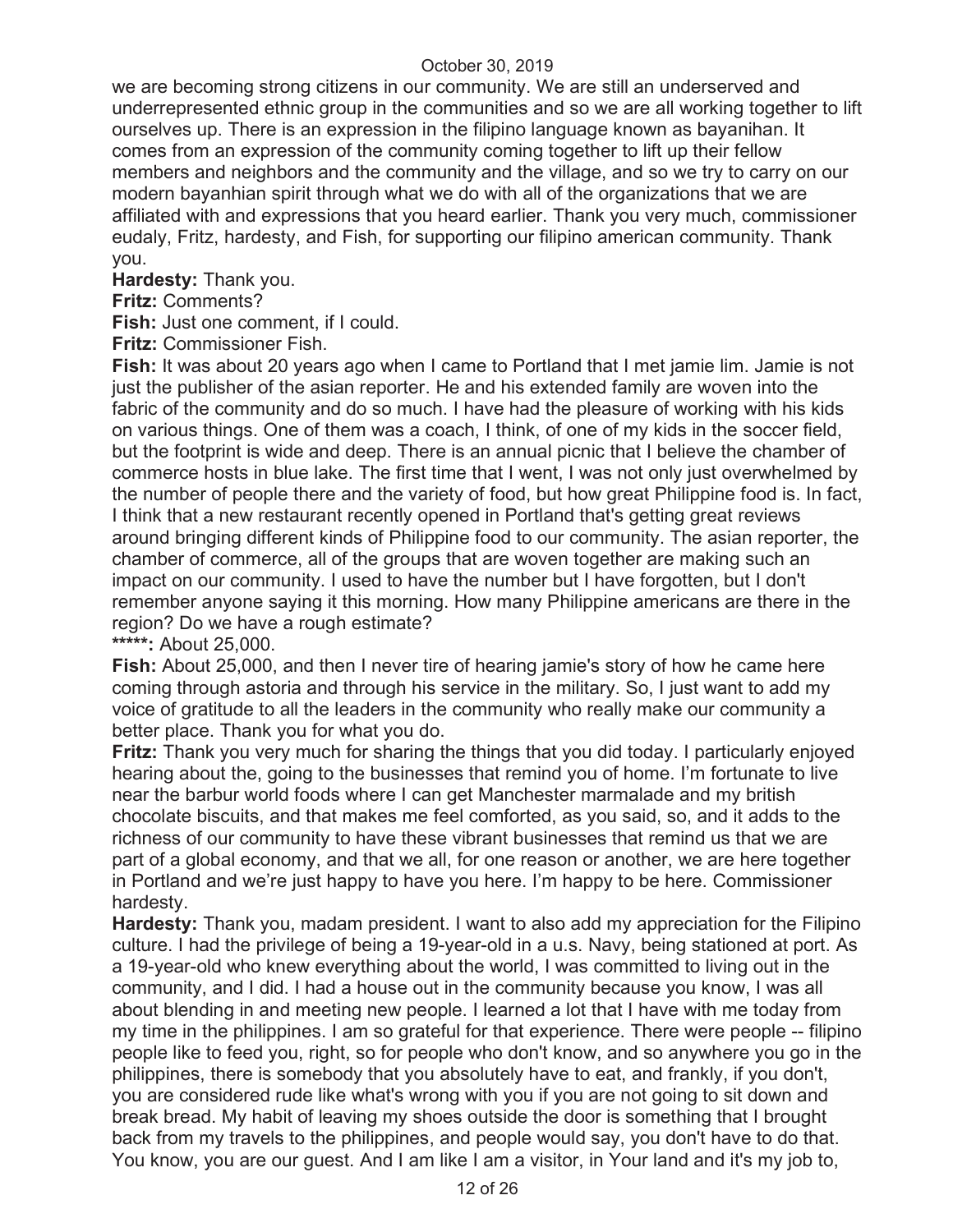we are becoming strong citizens in our community. We are still an underserved and underrepresented ethnic group in the communities and so we are all working together to lift ourselves up. There is an expression in the filipino language known as bayanihan. It comes from an expression of the community coming together to lift up their fellow members and neighbors and the community and the village, and so we try to carry on our modern bayanhian spirit through what we do with all of the organizations that we are affiliated with and expressions that you heard earlier. Thank you very much, commissioner eudaly, Fritz, hardesty, and Fish, for supporting our filipino american community. Thank you.

**Hardesty:** Thank you.

**Fritz:** Comments?

**Fish:** Just one comment, if I could.

**Fritz:** Commissioner Fish.

**Fish:** It was about 20 years ago when I came to Portland that I met jamie lim. Jamie is not just the publisher of the asian reporter. He and his extended family are woven into the fabric of the community and do so much. I have had the pleasure of working with his kids on various things. One of them was a coach, I think, of one of my kids in the soccer field, but the footprint is wide and deep. There is an annual picnic that I believe the chamber of commerce hosts in blue lake. The first time that I went, I was not only just overwhelmed by the number of people there and the variety of food, but how great Philippine food is. In fact, I think that a new restaurant recently opened in Portland that's getting great reviews around bringing different kinds of Philippine food to our community. The asian reporter, the chamber of commerce, all of the groups that are woven together are making such an impact on our community. I used to have the number but I have forgotten, but I don't remember anyone saying it this morning. How many Philippine americans are there in the region? Do we have a rough estimate?

**\*\*\*\*\*:** About 25,000.

**Fish:** About 25,000, and then I never tire of hearing jamie's story of how he came here coming through astoria and through his service in the military. So, I just want to add my voice of gratitude to all the leaders in the community who really make our community a better place. Thank you for what you do.

**Fritz:** Thank you very much for sharing the things that you did today. I particularly enjoyed hearing about the, going to the businesses that remind you of home. I'm fortunate to live near the barbur world foods where I can get Manchester marmalade and my british chocolate biscuits, and that makes me feel comforted, as you said, so, and it adds to the richness of our community to have these vibrant businesses that remind us that we are part of a global economy, and that we all, for one reason or another, we are here together in Portland and we're just happy to have you here. I'm happy to be here. Commissioner hardesty.

**Hardesty:** Thank you, madam president. I want to also add my appreciation for the Filipino culture. I had the privilege of being a 19-year-old in a u.s. Navy, being stationed at port. As a 19-year-old who knew everything about the world, I was committed to living out in the community, and I did. I had a house out in the community because you know, I was all about blending in and meeting new people. I learned a lot that I have with me today from my time in the philippines. I am so grateful for that experience. There were people -- filipino people like to feed you, right, so for people who don't know, and so anywhere you go in the philippines, there is somebody that you absolutely have to eat, and frankly, if you don't, you are considered rude like what's wrong with you if you are not going to sit down and break bread. My habit of leaving my shoes outside the door is something that I brought back from my travels to the philippines, and people would say, you don't have to do that. You know, you are our guest. And I am like I am a visitor, in Your land and it's my job to,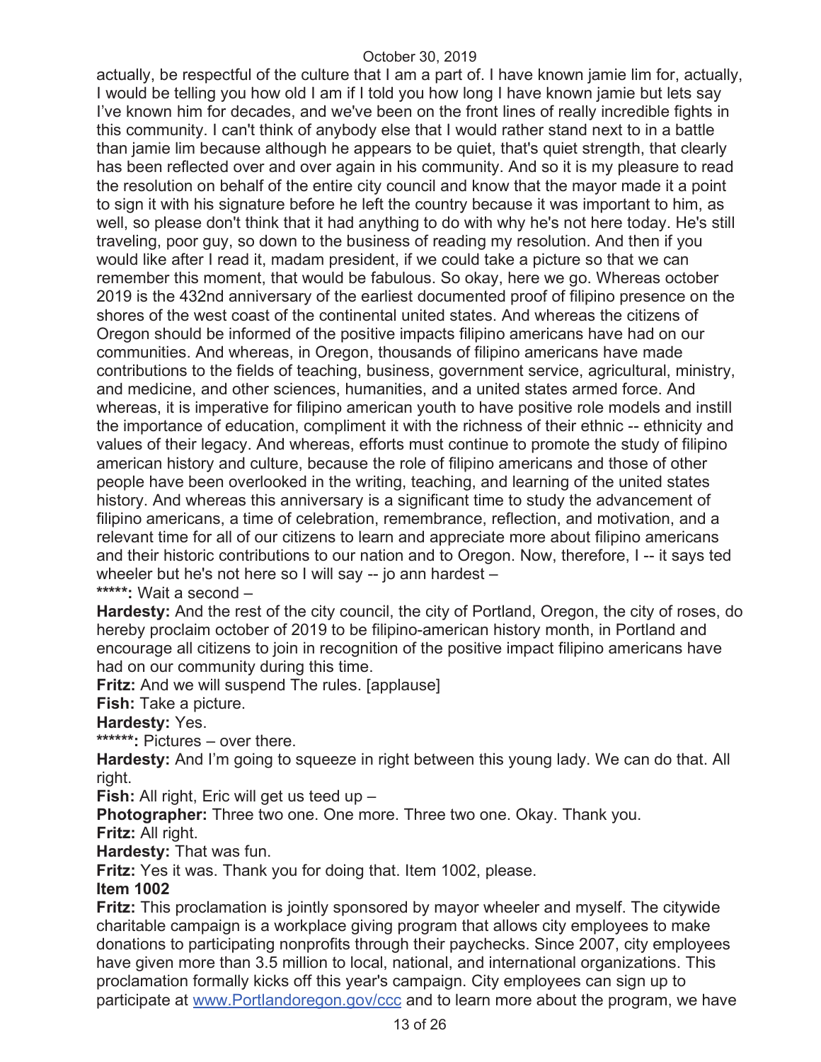actually, be respectful of the culture that I am a part of. I have known jamie lim for, actually, I would be telling you how old I am if I told you how long I have known jamie but lets say I've known him for decades, and we've been on the front lines of really incredible fights in this community. I can't think of anybody else that I would rather stand next to in a battle than jamie lim because although he appears to be quiet, that's quiet strength, that clearly has been reflected over and over again in his community. And so it is my pleasure to read the resolution on behalf of the entire city council and know that the mayor made it a point to sign it with his signature before he left the country because it was important to him, as well, so please don't think that it had anything to do with why he's not here today. He's still traveling, poor guy, so down to the business of reading my resolution. And then if you would like after I read it, madam president, if we could take a picture so that we can remember this moment, that would be fabulous. So okay, here we go. Whereas october 2019 is the 432nd anniversary of the earliest documented proof of filipino presence on the shores of the west coast of the continental united states. And whereas the citizens of Oregon should be informed of the positive impacts filipino americans have had on our communities. And whereas, in Oregon, thousands of filipino americans have made contributions to the fields of teaching, business, government service, agricultural, ministry, and medicine, and other sciences, humanities, and a united states armed force. And whereas, it is imperative for filipino american youth to have positive role models and instill the importance of education, compliment it with the richness of their ethnic -- ethnicity and values of their legacy. And whereas, efforts must continue to promote the study of filipino american history and culture, because the role of filipino americans and those of other people have been overlooked in the writing, teaching, and learning of the united states history. And whereas this anniversary is a significant time to study the advancement of filipino americans, a time of celebration, remembrance, reflection, and motivation, and a relevant time for all of our citizens to learn and appreciate more about filipino americans and their historic contributions to our nation and to Oregon. Now, therefore, I -- it says ted wheeler but he's not here so I will say -- jo ann hardest –

*****: Wait a second –

**Hardesty:** And the rest of the city council, the city of Portland, Oregon, the city of roses, do hereby proclaim october of 2019 to be filipino-american history month, in Portland and encourage all citizens to join in recognition of the positive impact filipino americans have had on our community during this time.

**Fritz:** And we will suspend The rules. [applause]

**Fish:** Take a picture.

**Hardesty:** Yes.

******: Pictures – over there.

**Hardesty:** And I'm going to squeeze in right between this young lady. We can do that. All right.

**Fish:** All right, Eric will get us teed up –

**Photographer:** Three two one. One more. Three two one. Okay. Thank you.

**Fritz:** All right.

**Hardesty:** That was fun.

**Fritz:** Yes it was. Thank you for doing that. Item 1002, please.

**Item 1002**

**Fritz:** This proclamation is jointly sponsored by mayor wheeler and myself. The citywide charitable campaign is a workplace giving program that allows city employees to make donations to participating nonprofits through their paychecks. Since 2007, city employees have given more than 3.5 million to local, national, and international organizations. This proclamation formally kicks off this year's campaign. City employees can sign up to participate at [www.Portlandoregon.gov/ccc](http://www.Portlandoregon.gov/ccc) and to learn more about the program, we have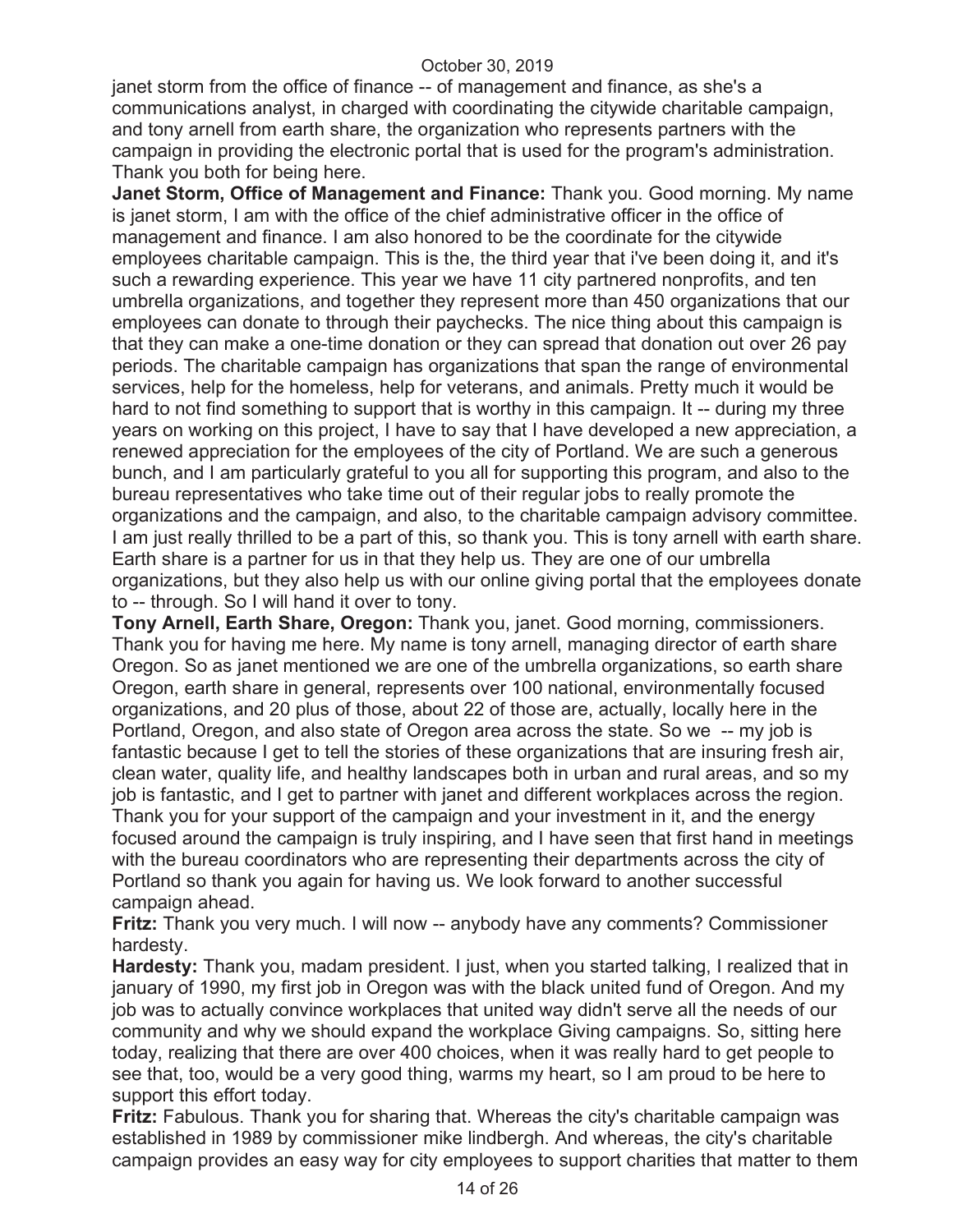janet storm from the office of finance -- of management and finance, as she's a communications analyst, in charged with coordinating the citywide charitable campaign, and tony arnell from earth share, the organization who represents partners with the campaign in providing the electronic portal that is used for the program's administration. Thank you both for being here.

**Janet Storm, Office of Management and Finance:** Thank you. Good morning. My name is janet storm, I am with the office of the chief administrative officer in the office of management and finance. I am also honored to be the coordinate for the citywide employees charitable campaign. This is the, the third year that i've been doing it, and it's such a rewarding experience. This year we have 11 city partnered nonprofits, and ten umbrella organizations, and together they represent more than 450 organizations that our employees can donate to through their paychecks. The nice thing about this campaign is that they can make a one-time donation or they can spread that donation out over 26 pay periods. The charitable campaign has organizations that span the range of environmental services, help for the homeless, help for veterans, and animals. Pretty much it would be hard to not find something to support that is worthy in this campaign. It -- during my three years on working on this project, I have to say that I have developed a new appreciation, a renewed appreciation for the employees of the city of Portland. We are such a generous bunch, and I am particularly grateful to you all for supporting this program, and also to the bureau representatives who take time out of their regular jobs to really promote the organizations and the campaign, and also, to the charitable campaign advisory committee. I am just really thrilled to be a part of this, so thank you. This is tony arnell with earth share. Earth share is a partner for us in that they help us. They are one of our umbrella organizations, but they also help us with our online giving portal that the employees donate to -- through. So I will hand it over to tony.

**Tony Arnell, Earth Share, Oregon:** Thank you, janet. Good morning, commissioners. Thank you for having me here. My name is tony arnell, managing director of earth share Oregon. So as janet mentioned we are one of the umbrella organizations, so earth share Oregon, earth share in general, represents over 100 national, environmentally focused organizations, and 20 plus of those, about 22 of those are, actually, locally here in the Portland, Oregon, and also state of Oregon area across the state. So we -- my job is fantastic because I get to tell the stories of these organizations that are insuring fresh air, clean water, quality life, and healthy landscapes both in urban and rural areas, and so my job is fantastic, and I get to partner with janet and different workplaces across the region. Thank you for your support of the campaign and your investment in it, and the energy focused around the campaign is truly inspiring, and I have seen that first hand in meetings with the bureau coordinators who are representing their departments across the city of Portland so thank you again for having us. We look forward to another successful campaign ahead.

**Fritz:** Thank you very much. I will now -- anybody have any comments? Commissioner hardesty.

**Hardesty:** Thank you, madam president. I just, when you started talking, I realized that in january of 1990, my first job in Oregon was with the black united fund of Oregon. And my job was to actually convince workplaces that united way didn't serve all the needs of our community and why we should expand the workplace Giving campaigns. So, sitting here today, realizing that there are over 400 choices, when it was really hard to get people to see that, too, would be a very good thing, warms my heart, so I am proud to be here to support this effort today.

**Fritz:** Fabulous. Thank you for sharing that. Whereas the city's charitable campaign was established in 1989 by commissioner mike lindbergh. And whereas, the city's charitable campaign provides an easy way for city employees to support charities that matter to them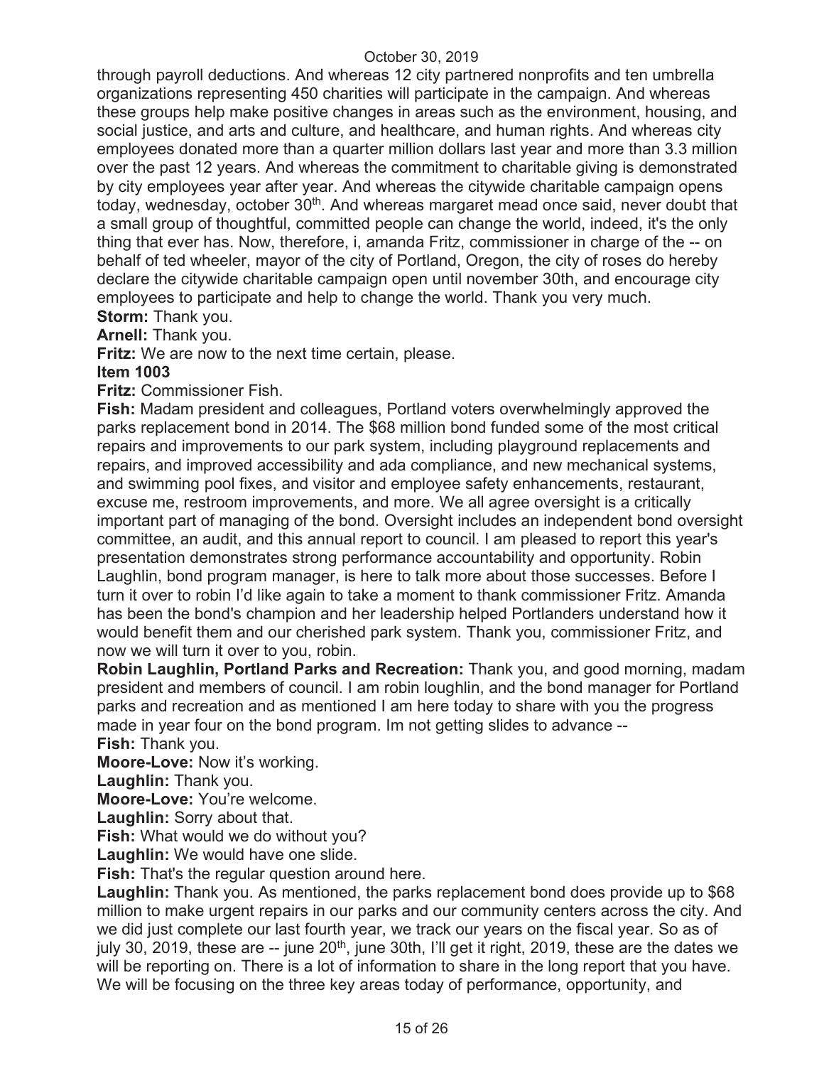through payroll deductions. And whereas 12 city partnered nonprofits and ten umbrella organizations representing 450 charities will participate in the campaign. And whereas these groups help make positive changes in areas such as the environment, housing, and social justice, and arts and culture, and healthcare, and human rights. And whereas city employees donated more than a quarter million dollars last year and more than 3.3 million over the past 12 years. And whereas the commitment to charitable giving is demonstrated by city employees year after year. And whereas the citywide charitable campaign opens today, wednesday, october 30th. And whereas margaret mead once said, never doubt that a small group of thoughtful, committed people can change the world, indeed, it's the only thing that ever has. Now, therefore, i, amanda Fritz, commissioner in charge of the -- on behalf of ted wheeler, mayor of the city of Portland, Oregon, the city of roses do hereby declare the citywide charitable campaign open until november 30th, and encourage city employees to participate and help to change the world. Thank you very much.

**Storm:** Thank you.

**Arnell:** Thank you.

**Fritz:** We are now to the next time certain, please.

**Item 1003**

**Fritz:** Commissioner Fish.

**Fish:** Madam president and colleagues, Portland voters overwhelmingly approved the parks replacement bond in 2014. The $68 million bond funded some of the most critical repairs and improvements to our park system, including playground replacements and repairs, and improved accessibility and ada compliance, and new mechanical systems, and swimming pool fixes, and visitor and employee safety enhancements, restaurant, excuse me, restroom improvements, and more. We all agree oversight is a critically important part of managing of the bond. Oversight includes an independent bond oversight committee, an audit, and this annual report to council. I am pleased to report this year's presentation demonstrates strong performance accountability and opportunity. Robin Laughlin, bond program manager, is here to talk more about those successes. Before I turn it over to robin I'd like again to take a moment to thank commissioner Fritz. Amanda has been the bond's champion and her leadership helped Portlanders understand how it would benefit them and our cherished park system. Thank you, commissioner Fritz, and now we will turn it over to you, robin.

**Robin Laughlin, Portland Parks and Recreation:** Thank you, and good morning, madam president and members of council. I am robin loughlin, and the bond manager for Portland parks and recreation and as mentioned I am here today to share with you the progress made in year four on the bond program. Im not getting slides to advance --

**Fish:** Thank you.

**Moore-Love:** Now it's working.

**Laughlin:** Thank you.

**Moore-Love:** You're welcome.

**Laughlin:** Sorry about that.

**Fish:** What would we do without you?

**Laughlin:** We would have one slide.

**Fish:** That's the regular question around here.

**Laughlin:** Thank you. As mentioned, the parks replacement bond does provide up to $68 million to make urgent repairs in our parks and our community centers across the city. And we did just complete our last fourth year, we track our years on the fiscal year. So as of july 30, 2019, these are -- june 20th, june 30th, I'll get it right, 2019, these are the dates we will be reporting on. There is a lot of information to share in the long report that you have. We will be focusing on the three key areas today of performance, opportunity, and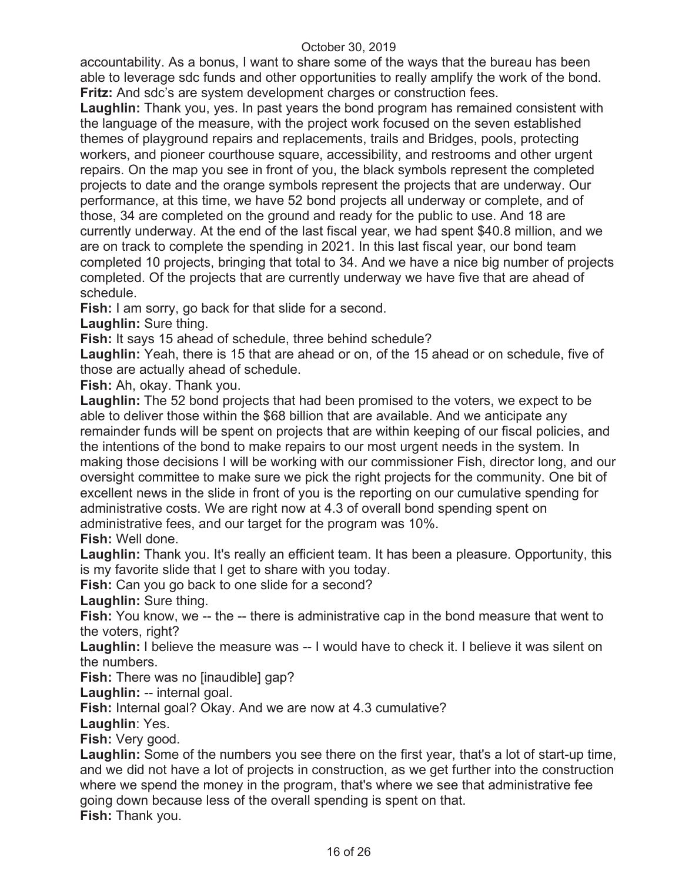accountability. As a bonus, I want to share some of the ways that the bureau has been able to leverage sdc funds and other opportunities to really amplify the work of the bond.

**Fritz:** And sdc's are system development charges or construction fees.

**Laughlin:** Thank you, yes. In past years the bond program has remained consistent with the language of the measure, with the project work focused on the seven established themes of playground repairs and replacements, trails and Bridges, pools, protecting workers, and pioneer courthouse square, accessibility, and restrooms and other urgent repairs. On the map you see in front of you, the black symbols represent the completed projects to date and the orange symbols represent the projects that are underway. Our performance, at this time, we have 52 bond projects all underway or complete, and of those, 34 are completed on the ground and ready for the public to use. And 18 are currently underway. At the end of the last fiscal year, we had spent $40.8 million, and we are on track to complete the spending in 2021. In this last fiscal year, our bond team completed 10 projects, bringing that total to 34. And we have a nice big number of projects completed. Of the projects that are currently underway we have five that are ahead of schedule.

**Fish:** I am sorry, go back for that slide for a second.

**Laughlin:** Sure thing.

**Fish:** It says 15 ahead of schedule, three behind schedule?

**Laughlin:** Yeah, there is 15 that are ahead or on, of the 15 ahead or on schedule, five of those are actually ahead of schedule.

**Fish:** Ah, okay. Thank you.

**Laughlin:** The 52 bond projects that had been promised to the voters, we expect to be able to deliver those within the $68 billion that are available. And we anticipate any remainder funds will be spent on projects that are within keeping of our fiscal policies, and the intentions of the bond to make repairs to our most urgent needs in the system. In making those decisions I will be working with our commissioner Fish, director long, and our oversight committee to make sure we pick the right projects for the community. One bit of excellent news in the slide in front of you is the reporting on our cumulative spending for administrative costs. We are right now at 4.3 of overall bond spending spent on administrative fees, and our target for the program was 10%.

**Fish:** Well done.

**Laughlin:** Thank you. It's really an efficient team. It has been a pleasure. Opportunity, this is my favorite slide that I get to share with you today.

**Fish:** Can you go back to one slide for a second?

**Laughlin:** Sure thing.

**Fish:** You know, we -- the -- there is administrative cap in the bond measure that went to the voters, right?

**Laughlin:** I believe the measure was -- I would have to check it. I believe it was silent on the numbers.

**Fish:** There was no [inaudible] gap?

**Laughlin:** -- internal goal.

**Fish:** Internal goal? Okay. And we are now at 4.3 cumulative?

**Laughlin**: Yes.

**Fish:** Very good.

**Laughlin:** Some of the numbers you see there on the first year, that's a lot of start-up time, and we did not have a lot of projects in construction, as we get further into the construction where we spend the money in the program, that's where we see that administrative fee going down because less of the overall spending is spent on that.

**Fish:** Thank you.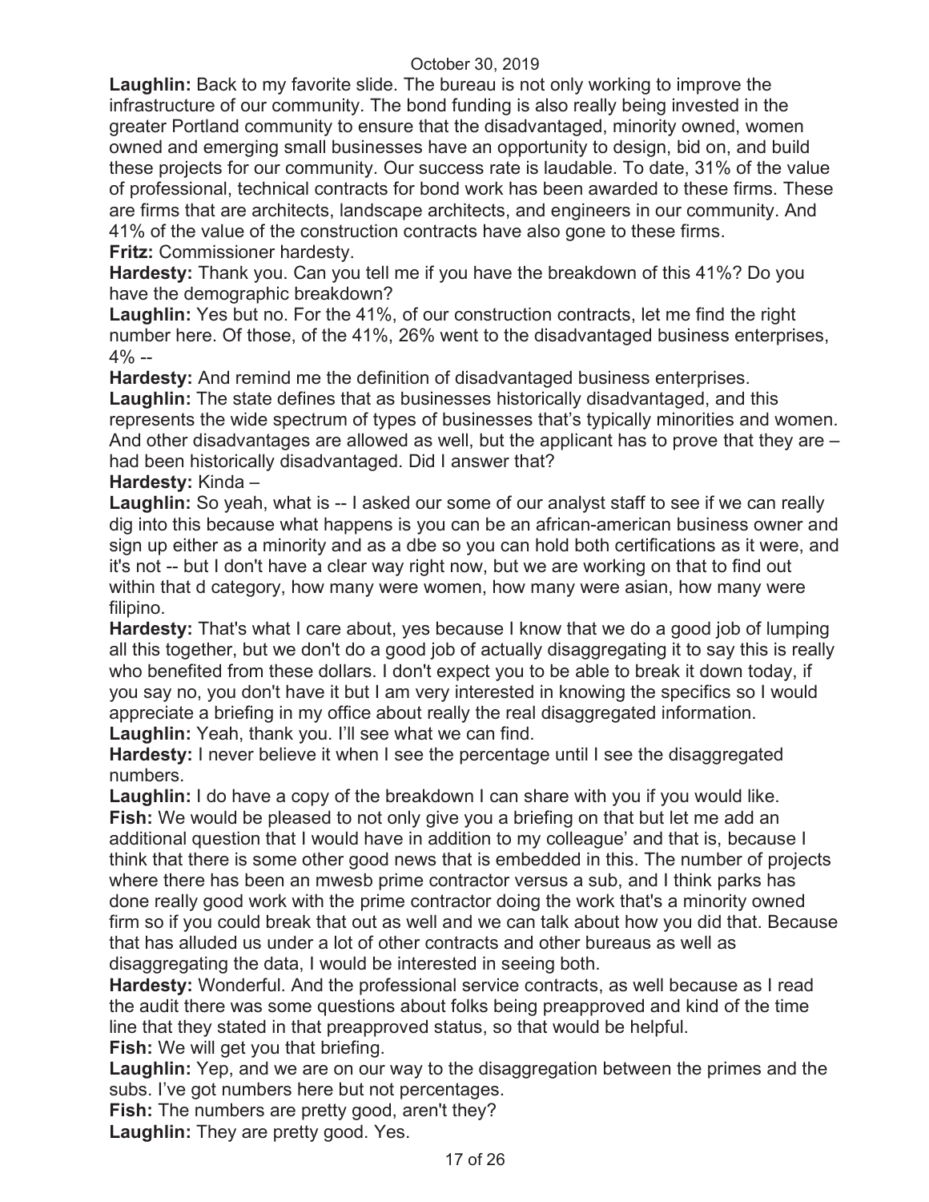**Laughlin:** Back to my favorite slide. The bureau is not only working to improve the infrastructure of our community. The bond funding is also really being invested in the greater Portland community to ensure that the disadvantaged, minority owned, women owned and emerging small businesses have an opportunity to design, bid on, and build these projects for our community. Our success rate is laudable. To date, 31% of the value of professional, technical contracts for bond work has been awarded to these firms. These are firms that are architects, landscape architects, and engineers in our community. And 41% of the value of the construction contracts have also gone to these firms.

**Fritz:** Commissioner hardesty.

**Hardesty:** Thank you. Can you tell me if you have the breakdown of this 41%? Do you have the demographic breakdown?

**Laughlin:** Yes but no. For the 41%, of our construction contracts, let me find the right number here. Of those, of the 41%, 26% went to the disadvantaged business enterprises, 4% --

**Hardesty:** And remind me the definition of disadvantaged business enterprises.

**Laughlin:** The state defines that as businesses historically disadvantaged, and this represents the wide spectrum of types of businesses that's typically minorities and women. And other disadvantages are allowed as well, but the applicant has to prove that they are – had been historically disadvantaged. Did I answer that?

**Hardesty:** Kinda –

**Laughlin:** So yeah, what is -- I asked our some of our analyst staff to see if we can really dig into this because what happens is you can be an african-american business owner and sign up either as a minority and as a dbe so you can hold both certifications as it were, and it's not -- but I don't have a clear way right now, but we are working on that to find out within that d category, how many were women, how many were asian, how many were filipino.

**Hardesty:** That's what I care about, yes because I know that we do a good job of lumping all this together, but we don't do a good job of actually disaggregating it to say this is really who benefited from these dollars. I don't expect you to be able to break it down today, if you say no, you don't have it but I am very interested in knowing the specifics so I would appreciate a briefing in my office about really the real disaggregated information.

**Laughlin:** Yeah, thank you. I'll see what we can find.

**Hardesty:** I never believe it when I see the percentage until I see the disaggregated numbers.

**Laughlin:** I do have a copy of the breakdown I can share with you if you would like.

**Fish:** We would be pleased to not only give you a briefing on that but let me add an additional question that I would have in addition to my colleague' and that is, because I think that there is some other good news that is embedded in this. The number of projects where there has been an mwesb prime contractor versus a sub, and I think parks has done really good work with the prime contractor doing the work that's a minority owned firm so if you could break that out as well and we can talk about how you did that. Because that has alluded us under a lot of other contracts and other bureaus as well as disaggregating the data, I would be interested in seeing both.

**Hardesty:** Wonderful. And the professional service contracts, as well because as I read the audit there was some questions about folks being preapproved and kind of the time line that they stated in that preapproved status, so that would be helpful.

**Fish:** We will get you that briefing.

**Laughlin:** Yep, and we are on our way to the disaggregation between the primes and the subs. I've got numbers here but not percentages.

**Fish:** The numbers are pretty good, aren't they?

**Laughlin:** They are pretty good. Yes.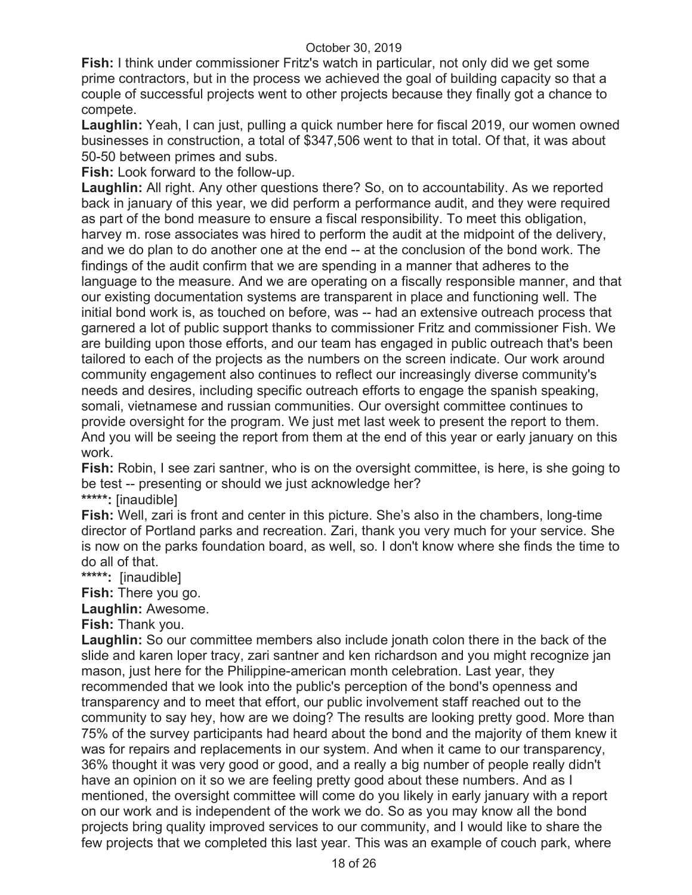**Fish:** I think under commissioner Fritz's watch in particular, not only did we get some prime contractors, but in the process we achieved the goal of building capacity so that a couple of successful projects went to other projects because they finally got a chance to compete.

**Laughlin:** Yeah, I can just, pulling a quick number here for fiscal 2019, our women owned businesses in construction, a total of $347,506 went to that in total. Of that, it was about 50-50 between primes and subs.

**Fish:** Look forward to the follow-up.

**Laughlin:** All right. Any other questions there? So, on to accountability. As we reported back in january of this year, we did perform a performance audit, and they were required as part of the bond measure to ensure a fiscal responsibility. To meet this obligation, harvey m. rose associates was hired to perform the audit at the midpoint of the delivery, and we do plan to do another one at the end -- at the conclusion of the bond work. The findings of the audit confirm that we are spending in a manner that adheres to the language to the measure. And we are operating on a fiscally responsible manner, and that our existing documentation systems are transparent in place and functioning well. The initial bond work is, as touched on before, was -- had an extensive outreach process that garnered a lot of public support thanks to commissioner Fritz and commissioner Fish. We are building upon those efforts, and our team has engaged in public outreach that's been tailored to each of the projects as the numbers on the screen indicate. Our work around community engagement also continues to reflect our increasingly diverse community's needs and desires, including specific outreach efforts to engage the spanish speaking, somali, vietnamese and russian communities. Our oversight committee continues to provide oversight for the program. We just met last week to present the report to them. And you will be seeing the report from them at the end of this year or early january on this work.

**Fish:** Robin, I see zari santner, who is on the oversight committee, is here, is she going to be test -- presenting or should we just acknowledge her?

*****: [inaudible]

**Fish:** Well, zari is front and center in this picture. She's also in the chambers, long-time director of Portland parks and recreation. Zari, thank you very much for your service. She is now on the parks foundation board, as well, so. I don't know where she finds the time to do all of that.

*****: [inaudible]

**Fish:** There you go.

**Laughlin:** Awesome.

**Fish:** Thank you.

**Laughlin:** So our committee members also include jonath colon there in the back of the slide and karen loper tracy, zari santner and ken richardson and you might recognize jan mason, just here for the Philippine-american month celebration. Last year, they recommended that we look into the public's perception of the bond's openness and transparency and to meet that effort, our public involvement staff reached out to the community to say hey, how are we doing? The results are looking pretty good. More than 75% of the survey participants had heard about the bond and the majority of them knew it was for repairs and replacements in our system. And when it came to our transparency, 36% thought it was very good or good, and a really a big number of people really didn't have an opinion on it so we are feeling pretty good about these numbers. And as I mentioned, the oversight committee will come do you likely in early january with a report on our work and is independent of the work we do. So as you may know all the bond projects bring quality improved services to our community, and I would like to share the few projects that we completed this last year. This was an example of couch park, where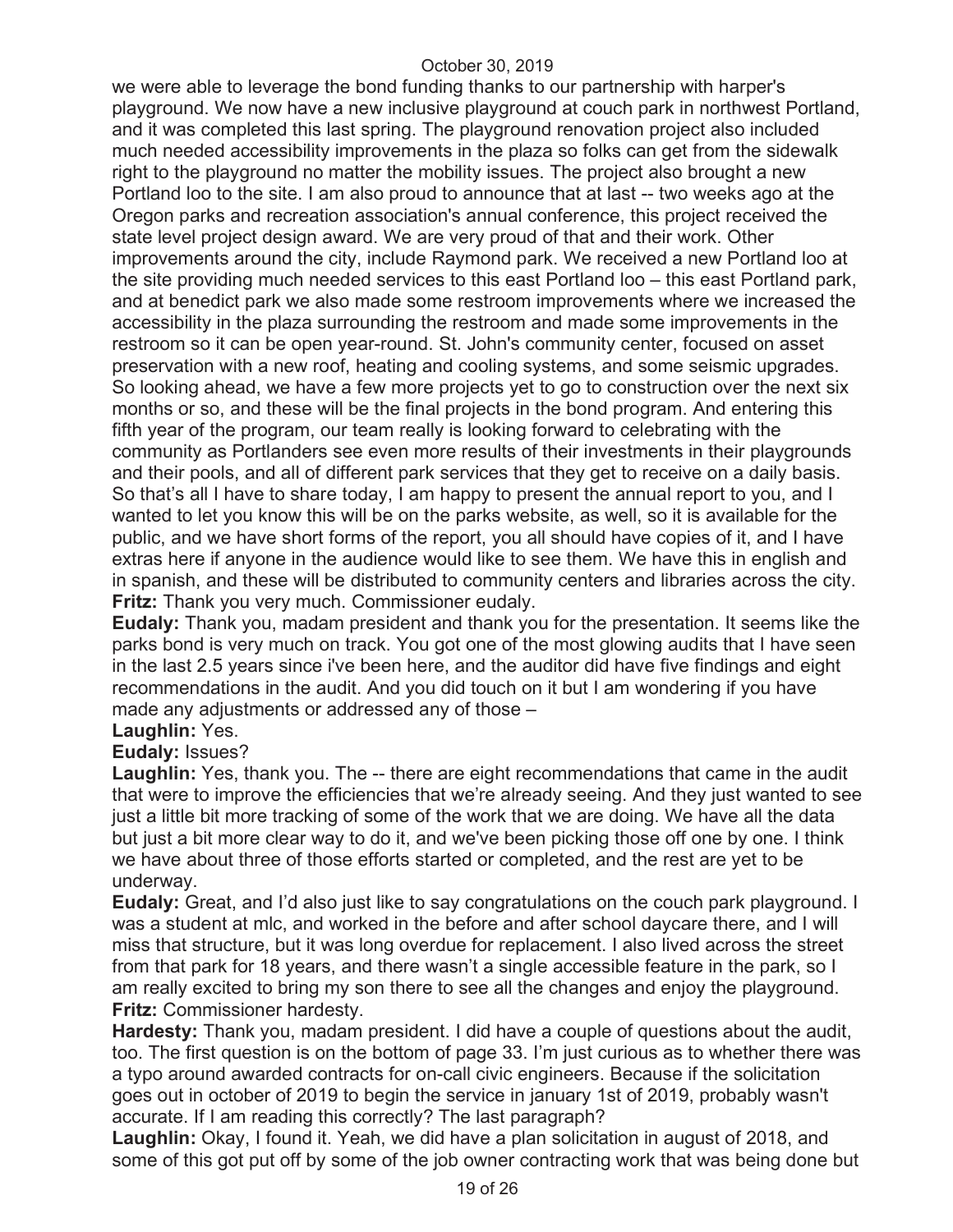we were able to leverage the bond funding thanks to our partnership with harper's playground. We now have a new inclusive playground at couch park in northwest Portland, and it was completed this last spring. The playground renovation project also included much needed accessibility improvements in the plaza so folks can get from the sidewalk right to the playground no matter the mobility issues. The project also brought a new Portland loo to the site. I am also proud to announce that at last -- two weeks ago at the Oregon parks and recreation association's annual conference, this project received the state level project design award. We are very proud of that and their work. Other improvements around the city, include Raymond park. We received a new Portland loo at the site providing much needed services to this east Portland loo – this east Portland park, and at benedict park we also made some restroom improvements where we increased the accessibility in the plaza surrounding the restroom and made some improvements in the restroom so it can be open year-round. St. John's community center, focused on asset preservation with a new roof, heating and cooling systems, and some seismic upgrades. So looking ahead, we have a few more projects yet to go to construction over the next six months or so, and these will be the final projects in the bond program. And entering this fifth year of the program, our team really is looking forward to celebrating with the community as Portlanders see even more results of their investments in their playgrounds and their pools, and all of different park services that they get to receive on a daily basis. So that's all I have to share today, I am happy to present the annual report to you, and I wanted to let you know this will be on the parks website, as well, so it is available for the public, and we have short forms of the report, you all should have copies of it, and I have extras here if anyone in the audience would like to see them. We have this in english and in spanish, and these will be distributed to community centers and libraries across the city.

**Fritz:** Thank you very much. Commissioner eudaly.

**Eudaly:** Thank you, madam president and thank you for the presentation. It seems like the parks bond is very much on track. You got one of the most glowing audits that I have seen in the last 2.5 years since i've been here, and the auditor did have five findings and eight recommendations in the audit. And you did touch on it but I am wondering if you have made any adjustments or addressed any of those –

**Laughlin:** Yes.

**Eudaly:** Issues?

**Laughlin:** Yes, thank you. The -- there are eight recommendations that came in the audit that were to improve the efficiencies that we're already seeing. And they just wanted to see just a little bit more tracking of some of the work that we are doing. We have all the data but just a bit more clear way to do it, and we've been picking those off one by one. I think we have about three of those efforts started or completed, and the rest are yet to be underway.

**Eudaly:** Great, and I'd also just like to say congratulations on the couch park playground. I was a student at mlc, and worked in the before and after school daycare there, and I will miss that structure, but it was long overdue for replacement. I also lived across the street from that park for 18 years, and there wasn't a single accessible feature in the park, so I am really excited to bring my son there to see all the changes and enjoy the playground.

**Fritz:** Commissioner hardesty.

**Hardesty:** Thank you, madam president. I did have a couple of questions about the audit, too. The first question is on the bottom of page 33. I'm just curious as to whether there was a typo around awarded contracts for on-call civic engineers. Because if the solicitation goes out in october of 2019 to begin the service in january 1st of 2019, probably wasn't accurate. If I am reading this correctly? The last paragraph?

**Laughlin:** Okay, I found it. Yeah, we did have a plan solicitation in august of 2018, and some of this got put off by some of the job owner contracting work that was being done but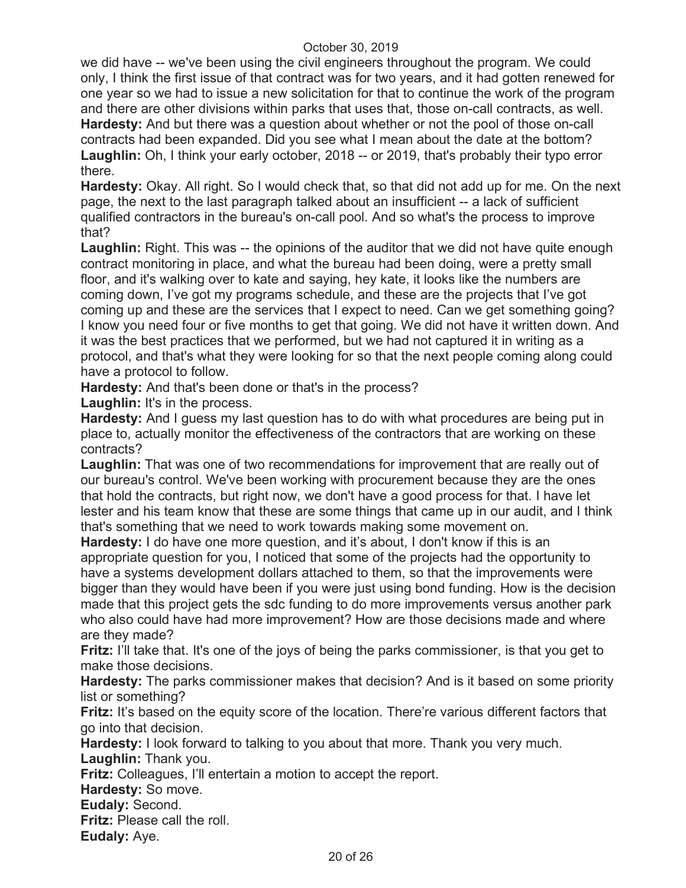we did have -- we've been using the civil engineers throughout the program. We could only, I think the first issue of that contract was for two years, and it had gotten renewed for one year so we had to issue a new solicitation for that to continue the work of the program and there are other divisions within parks that uses that, those on-call contracts, as well.

**Hardesty:** And but there was a question about whether or not the pool of those on-call contracts had been expanded. Did you see what I mean about the date at the bottom?

**Laughlin:** Oh, I think your early october, 2018 -- or 2019, that's probably their typo error there.

**Hardesty:** Okay. All right. So I would check that, so that did not add up for me. On the next page, the next to the last paragraph talked about an insufficient -- a lack of sufficient qualified contractors in the bureau's on-call pool. And so what's the process to improve that?

**Laughlin:** Right. This was -- the opinions of the auditor that we did not have quite enough contract monitoring in place, and what the bureau had been doing, were a pretty small floor, and it's walking over to kate and saying, hey kate, it looks like the numbers are coming down, I've got my programs schedule, and these are the projects that I've got coming up and these are the services that I expect to need. Can we get something going? I know you need four or five months to get that going. We did not have it written down. And it was the best practices that we performed, but we had not captured it in writing as a protocol, and that's what they were looking for so that the next people coming along could have a protocol to follow.

**Hardesty:** And that's been done or that's in the process?

**Laughlin:** It's in the process.

**Hardesty:** And I guess my last question has to do with what procedures are being put in place to, actually monitor the effectiveness of the contractors that are working on these contracts?

**Laughlin:** That was one of two recommendations for improvement that are really out of our bureau's control. We've been working with procurement because they are the ones that hold the contracts, but right now, we don't have a good process for that. I have let lester and his team know that these are some things that came up in our audit, and I think that's something that we need to work towards making some movement on.

**Hardesty:** I do have one more question, and it's about, I don't know if this is an appropriate question for you, I noticed that some of the projects had the opportunity to have a systems development dollars attached to them, so that the improvements were bigger than they would have been if you were just using bond funding. How is the decision made that this project gets the sdc funding to do more improvements versus another park who also could have had more improvement? How are those decisions made and where are they made?

**Fritz:** I'll take that. It's one of the joys of being the parks commissioner, is that you get to make those decisions.

**Hardesty:** The parks commissioner makes that decision? And is it based on some priority list or something?

**Fritz:** It's based on the equity score of the location. There're various different factors that go into that decision.

**Hardesty:** I look forward to talking to you about that more. Thank you very much.

**Laughlin:** Thank you.

**Fritz:** Colleagues, I'll entertain a motion to accept the report.

**Hardesty:** So move.

**Eudaly:** Second.

**Fritz:** Please call the roll.

**Eudaly:** Aye.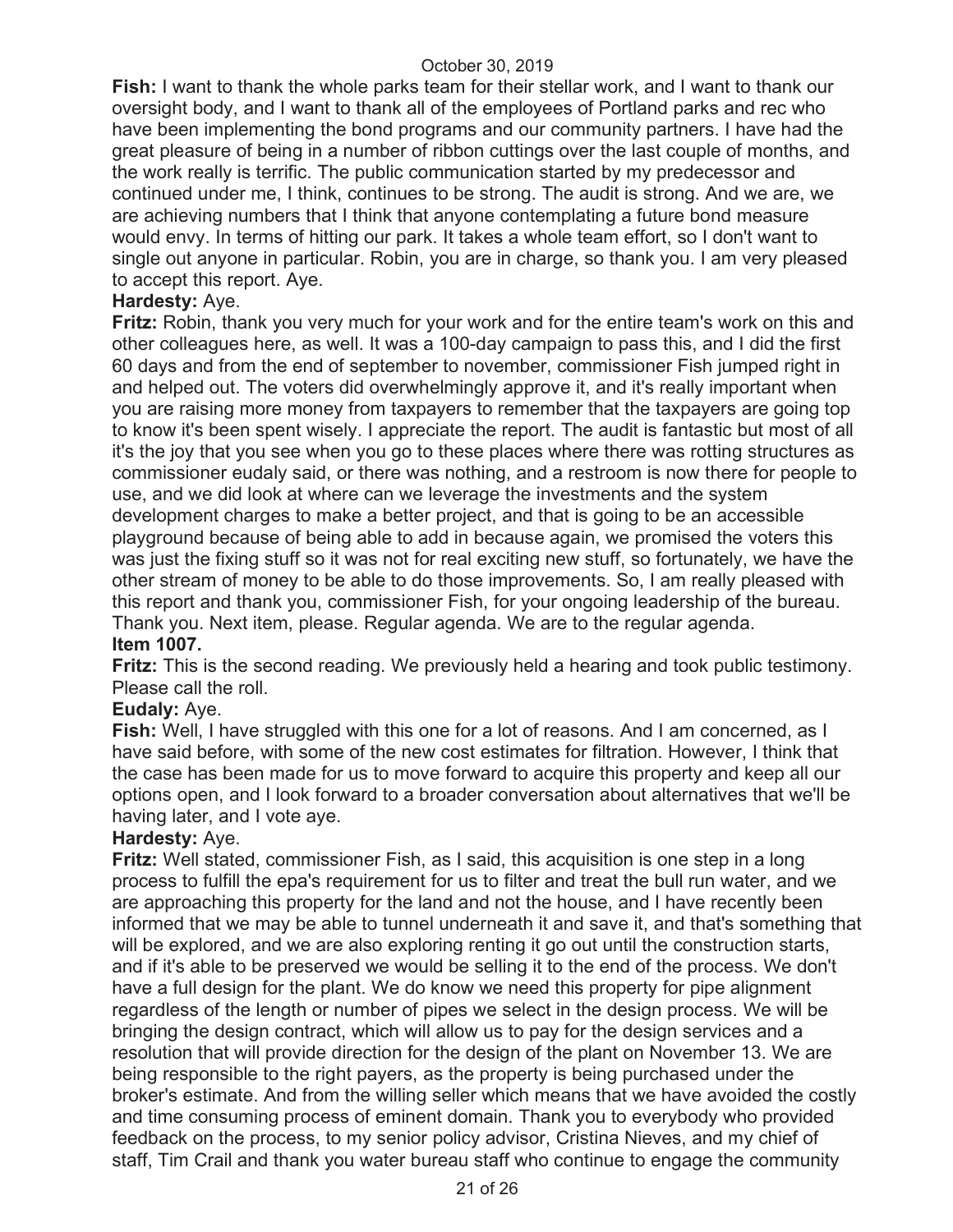**Fish:** I want to thank the whole parks team for their stellar work, and I want to thank our oversight body, and I want to thank all of the employees of Portland parks and rec who have been implementing the bond programs and our community partners. I have had the great pleasure of being in a number of ribbon cuttings over the last couple of months, and the work really is terrific. The public communication started by my predecessor and continued under me, I think, continues to be strong. The audit is strong. And we are, we are achieving numbers that I think that anyone contemplating a future bond measure would envy. In terms of hitting our park. It takes a whole team effort, so I don't want to single out anyone in particular. Robin, you are in charge, so thank you. I am very pleased to accept this report. Aye.

**Hardesty:** Aye.

**Fritz:** Robin, thank you very much for your work and for the entire team's work on this and other colleagues here, as well. It was a 100-day campaign to pass this, and I did the first 60 days and from the end of september to november, commissioner Fish jumped right in and helped out. The voters did overwhelmingly approve it, and it's really important when you are raising more money from taxpayers to remember that the taxpayers are going top to know it's been spent wisely. I appreciate the report. The audit is fantastic but most of all it's the joy that you see when you go to these places where there was rotting structures as commissioner eudaly said, or there was nothing, and a restroom is now there for people to use, and we did look at where can we leverage the investments and the system development charges to make a better project, and that is going to be an accessible playground because of being able to add in because again, we promised the voters this was just the fixing stuff so it was not for real exciting new stuff, so fortunately, we have the other stream of money to be able to do those improvements. So, I am really pleased with this report and thank you, commissioner Fish, for your ongoing leadership of the bureau. Thank you. Next item, please. Regular agenda. We are to the regular agenda.

**Item 1007.**

**Fritz:** This is the second reading. We previously held a hearing and took public testimony. Please call the roll.

**Eudaly:** Aye.

**Fish:** Well, I have struggled with this one for a lot of reasons. And I am concerned, as I have said before, with some of the new cost estimates for filtration. However, I think that the case has been made for us to move forward to acquire this property and keep all our options open, and I look forward to a broader conversation about alternatives that we'll be having later, and I vote aye.

**Hardesty:** Aye.

**Fritz:** Well stated, commissioner Fish, as I said, this acquisition is one step in a long process to fulfill the epa's requirement for us to filter and treat the bull run water, and we are approaching this property for the land and not the house, and I have recently been informed that we may be able to tunnel underneath it and save it, and that's something that will be explored, and we are also exploring renting it go out until the construction starts, and if it's able to be preserved we would be selling it to the end of the process. We don't have a full design for the plant. We do know we need this property for pipe alignment regardless of the length or number of pipes we select in the design process. We will be bringing the design contract, which will allow us to pay for the design services and a resolution that will provide direction for the design of the plant on November 13. We are being responsible to the right payers, as the property is being purchased under the broker's estimate. And from the willing seller which means that we have avoided the costly and time consuming process of eminent domain. Thank you to everybody who provided feedback on the process, to my senior policy advisor, Cristina Nieves, and my chief of staff, Tim Crail and thank you water bureau staff who continue to engage the community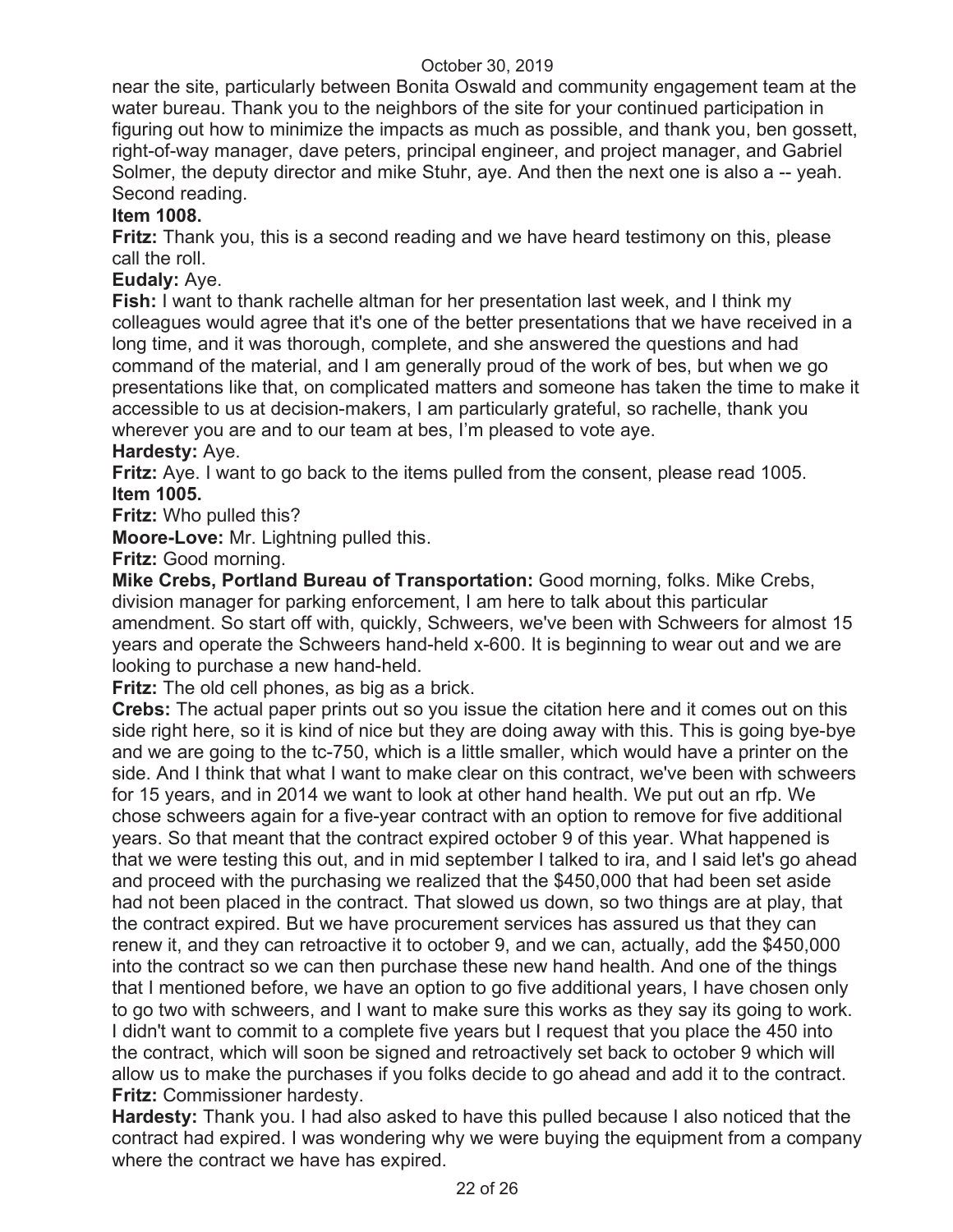near the site, particularly between Bonita Oswald and community engagement team at the water bureau. Thank you to the neighbors of the site for your continued participation in figuring out how to minimize the impacts as much as possible, and thank you, ben gossett, right-of-way manager, dave peters, principal engineer, and project manager, and Gabriel Solmer, the deputy director and mike Stuhr, aye. And then the next one is also a -- yeah. Second reading.

**Item 1008.**

**Fritz:** Thank you, this is a second reading and we have heard testimony on this, please call the roll.

**Eudaly:** Aye.

**Fish:** I want to thank rachelle altman for her presentation last week, and I think my colleagues would agree that it's one of the better presentations that we have received in a long time, and it was thorough, complete, and she answered the questions and had command of the material, and I am generally proud of the work of bes, but when we go presentations like that, on complicated matters and someone has taken the time to make it accessible to us at decision-makers, I am particularly grateful, so rachelle, thank you wherever you are and to our team at bes, I'm pleased to vote aye.

**Hardesty:** Aye.

**Fritz:** Aye. I want to go back to the items pulled from the consent, please read 1005.

**Item 1005.**

**Fritz:** Who pulled this?

**Moore-Love:** Mr. Lightning pulled this.

**Fritz:** Good morning.

**Mike Crebs, Portland Bureau of Transportation:** Good morning, folks. Mike Crebs, division manager for parking enforcement, I am here to talk about this particular amendment. So start off with, quickly, Schweers, we've been with Schweers for almost 15 years and operate the Schweers hand-held x-600. It is beginning to wear out and we are looking to purchase a new hand-held.

**Fritz:** The old cell phones, as big as a brick.

**Crebs:** The actual paper prints out so you issue the citation here and it comes out on this side right here, so it is kind of nice but they are doing away with this. This is going bye-bye and we are going to the tc-750, which is a little smaller, which would have a printer on the side. And I think that what I want to make clear on this contract, we've been with schweers for 15 years, and in 2014 we want to look at other hand health. We put out an rfp. We chose schweers again for a five-year contract with an option to remove for five additional years. So that meant that the contract expired october 9 of this year. What happened is that we were testing this out, and in mid september I talked to ira, and I said let's go ahead and proceed with the purchasing we realized that the $450,000 that had been set aside had not been placed in the contract. That slowed us down, so two things are at play, that the contract expired. But we have procurement services has assured us that they can renew it, and they can retroactive it to october 9, and we can, actually, add the $450,000 into the contract so we can then purchase these new hand health. And one of the things that I mentioned before, we have an option to go five additional years, I have chosen only to go two with schweers, and I want to make sure this works as they say its going to work. I didn't want to commit to a complete five years but I request that you place the 450 into the contract, which will soon be signed and retroactively set back to october 9 which will allow us to make the purchases if you folks decide to go ahead and add it to the contract.

**Fritz:** Commissioner hardesty.

**Hardesty:** Thank you. I had also asked to have this pulled because I also noticed that the contract had expired. I was wondering why we were buying the equipment from a company where the contract we have has expired.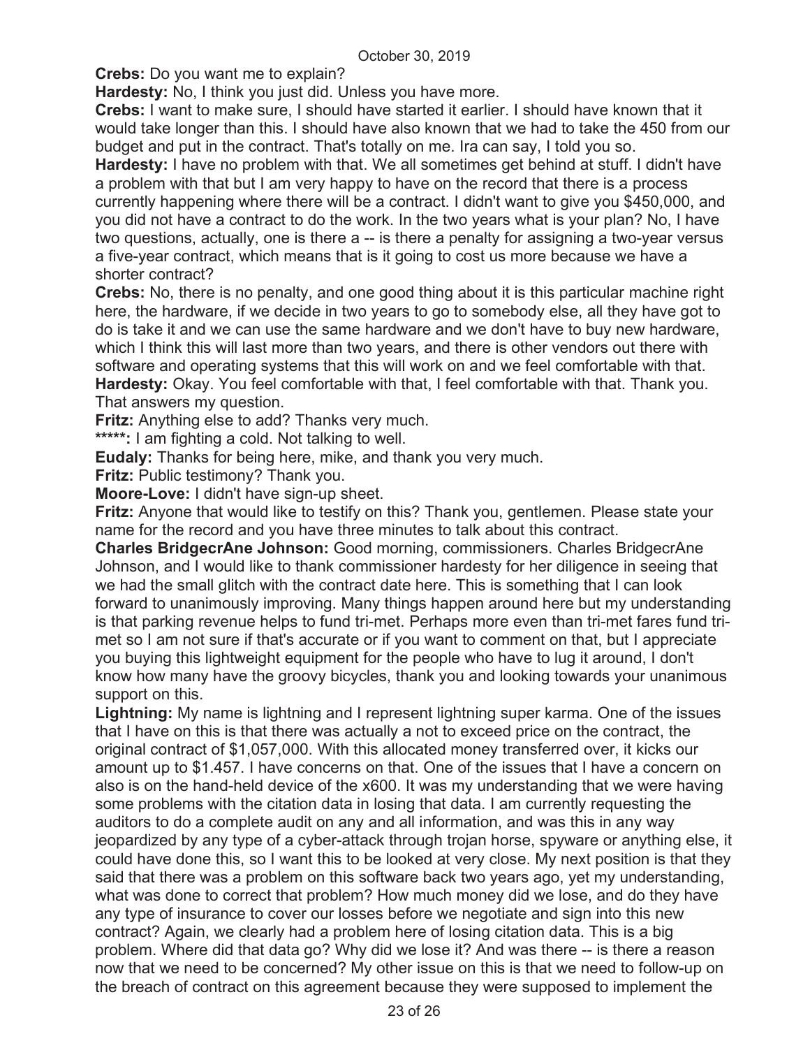**Crebs:** Do you want me to explain?

**Hardesty:** No, I think you just did. Unless you have more.

**Crebs:** I want to make sure, I should have started it earlier. I should have known that it would take longer than this. I should have also known that we had to take the 450 from our budget and put in the contract. That's totally on me. Ira can say, I told you so.

**Hardesty:** I have no problem with that. We all sometimes get behind at stuff. I didn't have a problem with that but I am very happy to have on the record that there is a process currently happening where there will be a contract. I didn't want to give you $450,000, and you did not have a contract to do the work. In the two years what is your plan? No, I have two questions, actually, one is there a -- is there a penalty for assigning a two-year versus a five-year contract, which means that is it going to cost us more because we have a shorter contract?

**Crebs:** No, there is no penalty, and one good thing about it is this particular machine right here, the hardware, if we decide in two years to go to somebody else, all they have got to do is take it and we can use the same hardware and we don't have to buy new hardware, which I think this will last more than two years, and there is other vendors out there with software and operating systems that this will work on and we feel comfortable with that.

**Hardesty:** Okay. You feel comfortable with that, I feel comfortable with that. Thank you. That answers my question.

**Fritz:** Anything else to add? Thanks very much.

**\*\*\*\*\*:** I am fighting a cold. Not talking to well.

**Eudaly:** Thanks for being here, mike, and thank you very much.

**Fritz:** Public testimony? Thank you.

**Moore-Love:** I didn't have sign-up sheet.

**Fritz:** Anyone that would like to testify on this? Thank you, gentlemen. Please state your name for the record and you have three minutes to talk about this contract.

**Charles BridgecrAne Johnson:** Good morning, commissioners. Charles BridgecrAne Johnson, and I would like to thank commissioner hardesty for her diligence in seeing that we had the small glitch with the contract date here. This is something that I can look forward to unanimously improving. Many things happen around here but my understanding is that parking revenue helps to fund tri-met. Perhaps more even than tri-met fares fund tri-met so I am not sure if that's accurate or if you want to comment on that, but I appreciate you buying this lightweight equipment for the people who have to lug it around, I don't know how many have the groovy bicycles, thank you and looking towards your unanimous support on this.

**Lightning:** My name is lightning and I represent lightning super karma. One of the issues that I have on this is that there was actually a not to exceed price on the contract, the original contract of $1,057,000. With this allocated money transferred over, it kicks our amount up to $1.457. I have concerns on that. One of the issues that I have a concern on also is on the hand-held device of the x600. It was my understanding that we were having some problems with the citation data in losing that data. I am currently requesting the auditors to do a complete audit on any and all information, and was this in any way jeopardized by any type of a cyber-attack through trojan horse, spyware or anything else, it could have done this, so I want this to be looked at very close. My next position is that they said that there was a problem on this software back two years ago, yet my understanding, what was done to correct that problem? How much money did we lose, and do they have any type of insurance to cover our losses before we negotiate and sign into this new contract? Again, we clearly had a problem here of losing citation data. This is a big problem. Where did that data go? Why did we lose it? And was there -- is there a reason now that we need to be concerned? My other issue on this is that we need to follow-up on the breach of contract on this agreement because they were supposed to implement the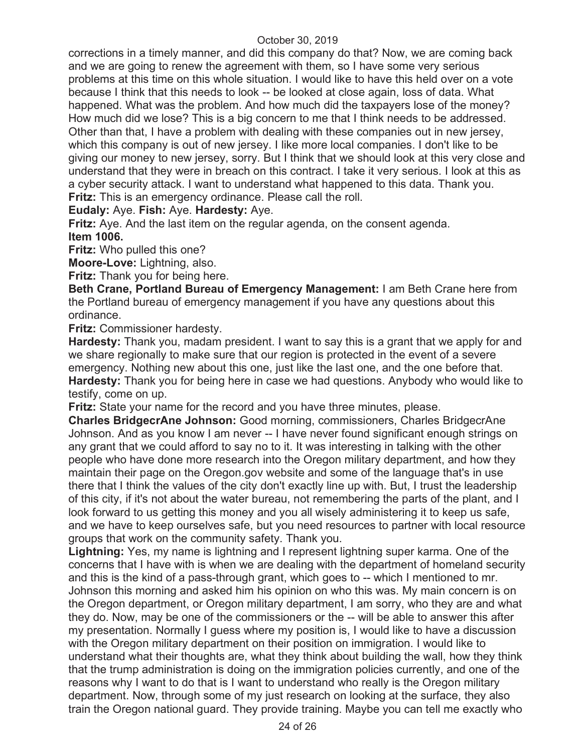corrections in a timely manner, and did this company do that? Now, we are coming back and we are going to renew the agreement with them, so I have some very serious problems at this time on this whole situation. I would like to have this held over on a vote because I think that this needs to look -- be looked at close again, loss of data. What happened. What was the problem. And how much did the taxpayers lose of the money? How much did we lose? This is a big concern to me that I think needs to be addressed. Other than that, I have a problem with dealing with these companies out in new jersey, which this company is out of new jersey. I like more local companies. I don't like to be giving our money to new jersey, sorry. But I think that we should look at this very close and understand that they were in breach on this contract. I take it very serious. I look at this as a cyber security attack. I want to understand what happened to this data. Thank you.

**Fritz:** This is an emergency ordinance. Please call the roll.

**Eudaly:** Aye. **Fish:** Aye. **Hardesty:** Aye.

**Fritz:** Aye. And the last item on the regular agenda, on the consent agenda.

**Item 1006.**

**Fritz:** Who pulled this one?

**Moore-Love:** Lightning, also.

**Fritz:** Thank you for being here.

**Beth Crane, Portland Bureau of Emergency Management:** I am Beth Crane here from the Portland bureau of emergency management if you have any questions about this ordinance.

**Fritz:** Commissioner hardesty.

**Hardesty:** Thank you, madam president. I want to say this is a grant that we apply for and we share regionally to make sure that our region is protected in the event of a severe emergency. Nothing new about this one, just like the last one, and the one before that.

**Hardesty:** Thank you for being here in case we had questions. Anybody who would like to testify, come on up.

**Fritz:** State your name for the record and you have three minutes, please.

**Charles BridgecrAne Johnson:** Good morning, commissioners, Charles BridgecrAne Johnson. And as you know I am never -- I have never found significant enough strings on any grant that we could afford to say no to it. It was interesting in talking with the other people who have done more research into the Oregon military department, and how they maintain their page on the Oregon.gov website and some of the language that's in use there that I think the values of the city don't exactly line up with. But, I trust the leadership of this city, if it's not about the water bureau, not remembering the parts of the plant, and I look forward to us getting this money and you all wisely administering it to keep us safe, and we have to keep ourselves safe, but you need resources to partner with local resource groups that work on the community safety. Thank you.

**Lightning:** Yes, my name is lightning and I represent lightning super karma. One of the concerns that I have with is when we are dealing with the department of homeland security and this is the kind of a pass-through grant, which goes to -- which I mentioned to mr. Johnson this morning and asked him his opinion on who this was. My main concern is on the Oregon department, or Oregon military department, I am sorry, who they are and what they do. Now, may be one of the commissioners or the -- will be able to answer this after my presentation. Normally I guess where my position is, I would like to have a discussion with the Oregon military department on their position on immigration. I would like to understand what their thoughts are, what they think about building the wall, how they think that the trump administration is doing on the immigration policies currently, and one of the reasons why I want to do that is I want to understand who really is the Oregon military department. Now, through some of my just research on looking at the surface, they also train the Oregon national guard. They provide training. Maybe you can tell me exactly who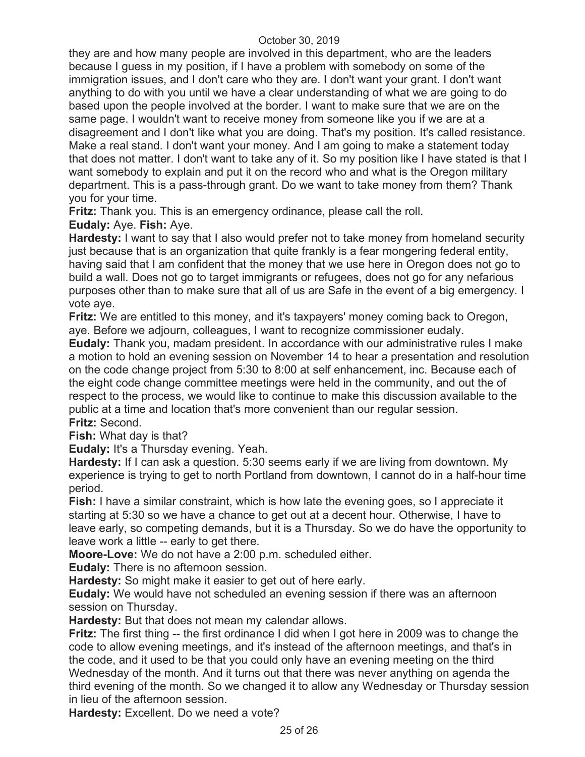they are and how many people are involved in this department, who are the leaders because I guess in my position, if I have a problem with somebody on some of the immigration issues, and I don't care who they are. I don't want your grant. I don't want anything to do with you until we have a clear understanding of what we are going to do based upon the people involved at the border. I want to make sure that we are on the same page. I wouldn't want to receive money from someone like you if we are at a disagreement and I don't like what you are doing. That's my position. It's called resistance. Make a real stand. I don't want your money. And I am going to make a statement today that does not matter. I don't want to take any of it. So my position like I have stated is that I want somebody to explain and put it on the record who and what is the Oregon military department. This is a pass-through grant. Do we want to take money from them? Thank you for your time.

**Fritz:** Thank you. This is an emergency ordinance, please call the roll.

**Eudaly:** Aye. **Fish:** Aye.

**Hardesty:** I want to say that I also would prefer not to take money from homeland security just because that is an organization that quite frankly is a fear mongering federal entity, having said that I am confident that the money that we use here in Oregon does not go to build a wall. Does not go to target immigrants or refugees, does not go for any nefarious purposes other than to make sure that all of us are Safe in the event of a big emergency. I vote aye.

**Fritz:** We are entitled to this money, and it's taxpayers' money coming back to Oregon, aye. Before we adjourn, colleagues, I want to recognize commissioner eudaly.

**Eudaly:** Thank you, madam president. In accordance with our administrative rules I make a motion to hold an evening session on November 14 to hear a presentation and resolution on the code change project from 5:30 to 8:00 at self enhancement, inc. Because each of the eight code change committee meetings were held in the community, and out the of respect to the process, we would like to continue to make this discussion available to the public at a time and location that's more convenient than our regular session.

**Fritz:** Second.

**Fish:** What day is that?

**Eudaly:** It's a Thursday evening. Yeah.

**Hardesty:** If I can ask a question. 5:30 seems early if we are living from downtown. My experience is trying to get to north Portland from downtown, I cannot do in a half-hour time period.

**Fish:** I have a similar constraint, which is how late the evening goes, so I appreciate it starting at 5:30 so we have a chance to get out at a decent hour. Otherwise, I have to leave early, so competing demands, but it is a Thursday. So we do have the opportunity to leave work a little -- early to get there.

**Moore-Love:** We do not have a 2:00 p.m. scheduled either.

**Eudaly:** There is no afternoon session.

**Hardesty:** So might make it easier to get out of here early.

**Eudaly:** We would have not scheduled an evening session if there was an afternoon session on Thursday.

**Hardesty:** But that does not mean my calendar allows.

**Fritz:** The first thing -- the first ordinance I did when I got here in 2009 was to change the code to allow evening meetings, and it's instead of the afternoon meetings, and that's in the code, and it used to be that you could only have an evening meeting on the third Wednesday of the month. And it turns out that there was never anything on agenda the third evening of the month. So we changed it to allow any Wednesday or Thursday session in lieu of the afternoon session.

**Hardesty:** Excellent. Do we need a vote?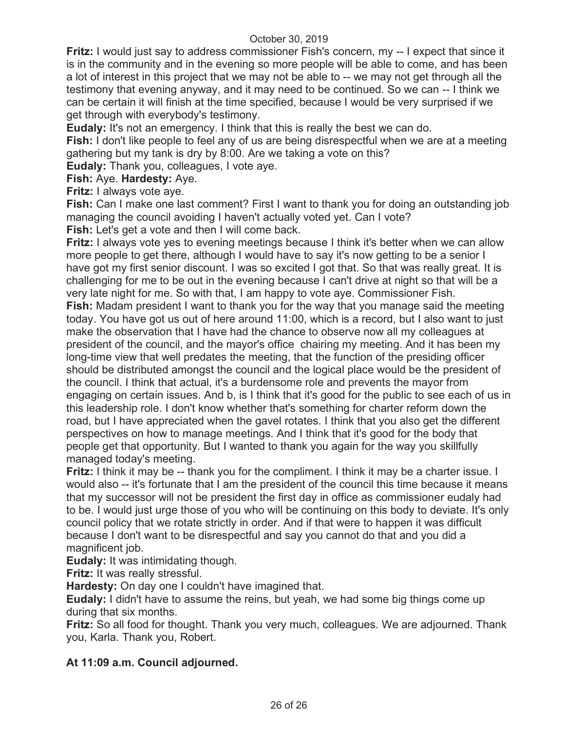**Fritz:** I would just say to address commissioner Fish's concern, my -- I expect that since it is in the community and in the evening so more people will be able to come, and has been a lot of interest in this project that we may not be able to -- we may not get through all the testimony that evening anyway, and it may need to be continued. So we can -- I think we can be certain it will finish at the time specified, because I would be very surprised if we get through with everybody's testimony.

**Eudaly:** It's not an emergency. I think that this is really the best we can do.

**Fish:** I don't like people to feel any of us are being disrespectful when we are at a meeting gathering but my tank is dry by 8:00. Are we taking a vote on this?

**Eudaly:** Thank you, colleagues, I vote aye.

**Fish:** Aye. **Hardesty:** Aye.

**Fritz:** I always vote aye.

**Fish:** Can I make one last comment? First I want to thank you for doing an outstanding job managing the council avoiding I haven't actually voted yet. Can I vote?

**Fish:** Let's get a vote and then I will come back.

**Fritz:** I always vote yes to evening meetings because I think it's better when we can allow more people to get there, although I would have to say it's now getting to be a senior I have got my first senior discount. I was so excited I got that. So that was really great. It is challenging for me to be out in the evening because I can't drive at night so that will be a very late night for me. So with that, I am happy to vote aye. Commissioner Fish.

**Fish:** Madam president I want to thank you for the way that you manage said the meeting today. You have got us out of here around 11:00, which is a record, but I also want to just make the observation that I have had the chance to observe now all my colleagues at president of the council, and the mayor's office chairing my meeting. And it has been my long-time view that well predates the meeting, that the function of the presiding officer should be distributed amongst the council and the logical place would be the president of the council. I think that actual, it's a burdensome role and prevents the mayor from engaging on certain issues. And b, is I think that it's good for the public to see each of us in this leadership role. I don't know whether that's something for charter reform down the road, but I have appreciated when the gavel rotates. I think that you also get the different perspectives on how to manage meetings. And I think that it's good for the body that people get that opportunity. But I wanted to thank you again for the way you skillfully managed today's meeting.

**Fritz:** I think it may be -- thank you for the compliment. I think it may be a charter issue. I would also -- it's fortunate that I am the president of the council this time because it means that my successor will not be president the first day in office as commissioner eudaly had to be. I would just urge those of you who will be continuing on this body to deviate. It's only council policy that we rotate strictly in order. And if that were to happen it was difficult because I don't want to be disrespectful and say you cannot do that and you did a magnificent job.

**Eudaly:** It was intimidating though.

**Fritz:** It was really stressful.

**Hardesty:** On day one I couldn't have imagined that.

**Eudaly:** I didn't have to assume the reins, but yeah, we had some big things come up during that six months.

**Fritz:** So all food for thought. Thank you very much, colleagues. We are adjourned. Thank you, Karla. Thank you, Robert.

**At 11:09 a.m. Council adjourned.**